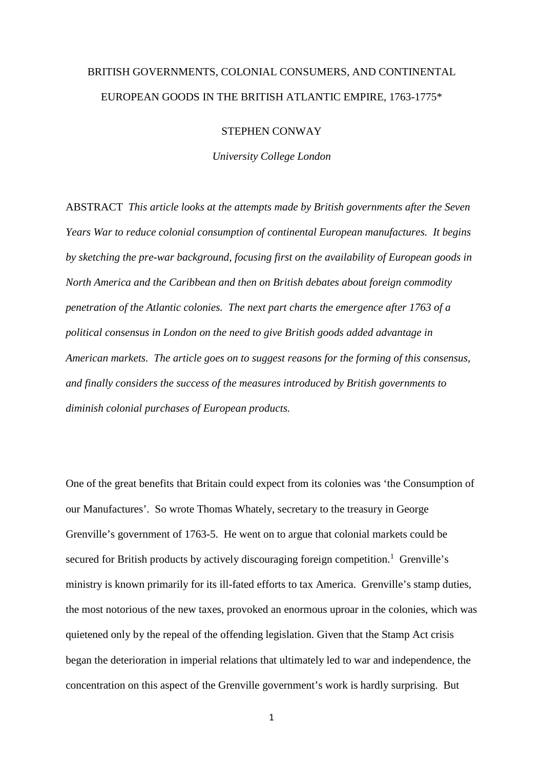# BRITISH GOVERNMENTS, COLONIAL CONSUMERS, AND CONTINENTAL EUROPEAN GOODS IN THE BRITISH ATLANTIC EMPIRE, 1763-1775*

STEPHEN CONWAY

*University College London*

ABSTRACT *This article looks at the attempts made by British governments after the Seven Years War to reduce colonial consumption of continental European manufactures. It begins by sketching the pre-war background, focusing first on the availability of European goods in North America and the Caribbean and then on British debates about foreign commodity penetration of the Atlantic colonies. The next part charts the emergence after 1763 of a political consensus in London on the need to give British goods added advantage in American markets. The article goes on to suggest reasons for the forming of this consensus, and finally considers the success of the measures introduced by British governments to diminish colonial purchases of European products.*

One of the great benefits that Britain could expect from its colonies was 'the Consumption of our Manufactures'. So wrote Thomas Whately, secretary to the treasury in George Grenville's government of 1763-5. He went on to argue that colonial markets could be secured for British products by actively discouraging foreign competition.[1] Grenville's ministry is known primarily for its ill-fated efforts to tax America. Grenville's stamp duties, the most notorious of the new taxes, provoked an enormous uproar in the colonies, which was quietened only by the repeal of the offending legislation. Given that the Stamp Act crisis began the deterioration in imperial relations that ultimately led to war and independence, the concentration on this aspect of the Grenville government's work is hardly surprising. But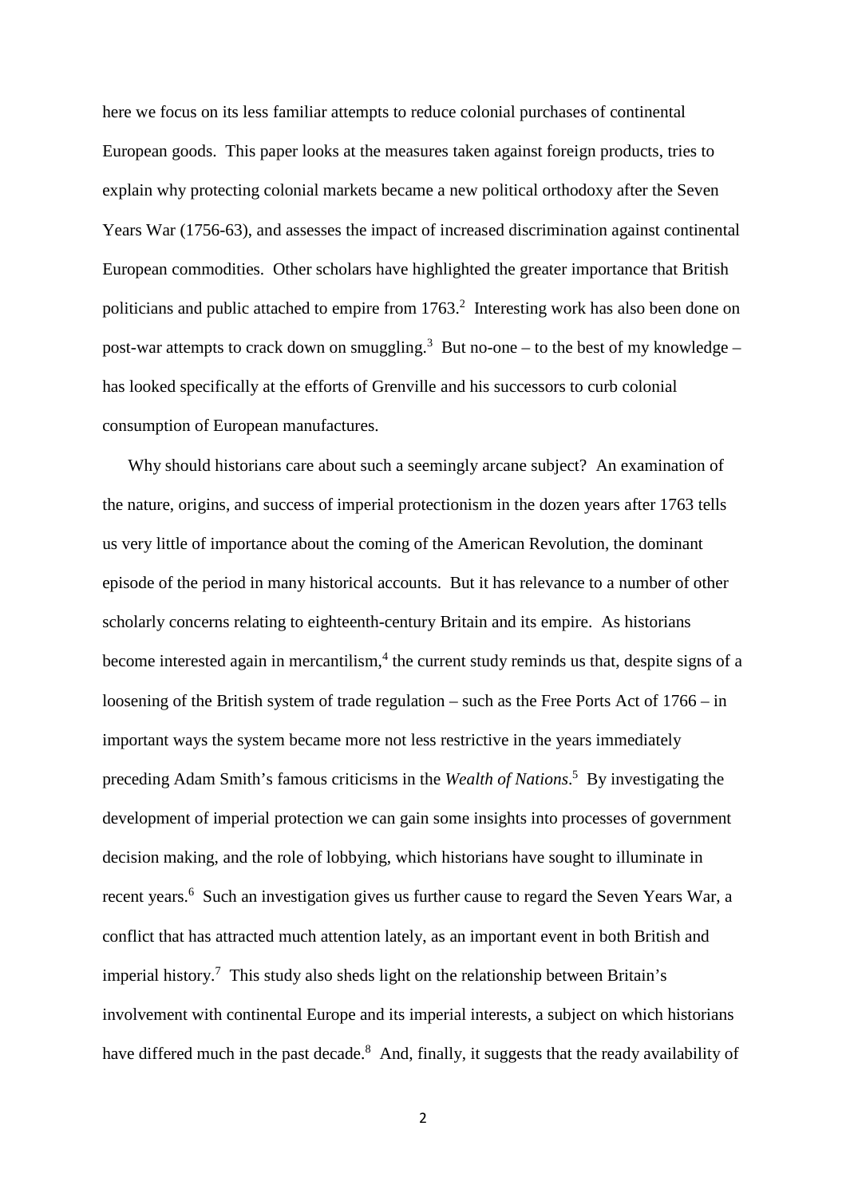here we focus on its less familiar attempts to reduce colonial purchases of continental European goods. This paper looks at the measures taken against foreign products, tries to explain why protecting colonial markets became a new political orthodoxy after the Seven Years War (1756-63), and assesses the impact of increased discrimination against continental European commodities. Other scholars have highlighted the greater importance that British politicians and public attached to empire from 1763.[2] Interesting work has also been done on post-war attempts to crack down on smuggling.[3] But no-one – to the best of my knowledge – has looked specifically at the efforts of Grenville and his successors to curb colonial consumption of European manufactures.

Why should historians care about such a seemingly arcane subject? An examination of the nature, origins, and success of imperial protectionism in the dozen years after 1763 tells us very little of importance about the coming of the American Revolution, the dominant episode of the period in many historical accounts. But it has relevance to a number of other scholarly concerns relating to eighteenth-century Britain and its empire. As historians become interested again in mercantilism,[4] the current study reminds us that, despite signs of a loosening of the British system of trade regulation – such as the Free Ports Act of 1766 – in important ways the system became more not less restrictive in the years immediately preceding Adam Smith's famous criticisms in the *Wealth of Nations*.[5] By investigating the development of imperial protection we can gain some insights into processes of government decision making, and the role of lobbying, which historians have sought to illuminate in recent years.[6] Such an investigation gives us further cause to regard the Seven Years War, a conflict that has attracted much attention lately, as an important event in both British and imperial history.[7] This study also sheds light on the relationship between Britain's involvement with continental Europe and its imperial interests, a subject on which historians have differed much in the past decade.[8] And, finally, it suggests that the ready availability of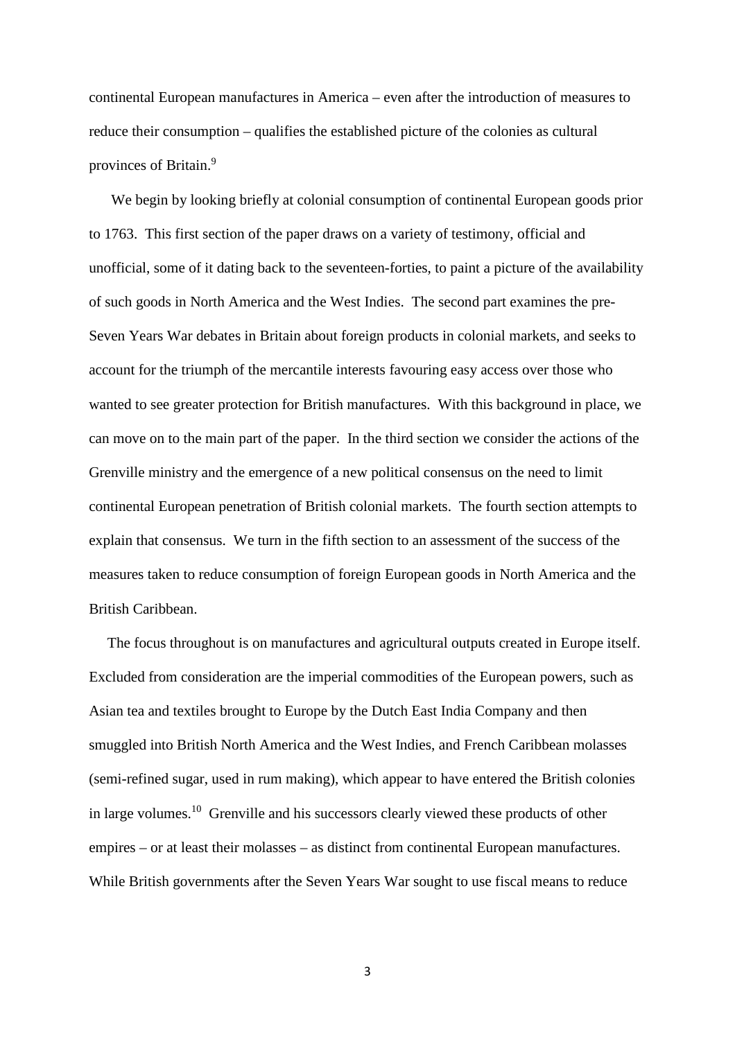continental European manufactures in America – even after the introduction of measures to reduce their consumption – qualifies the established picture of the colonies as cultural provinces of Britain.[9]

We begin by looking briefly at colonial consumption of continental European goods prior to 1763. This first section of the paper draws on a variety of testimony, official and unofficial, some of it dating back to the seventeen-forties, to paint a picture of the availability of such goods in North America and the West Indies. The second part examines the pre-Seven Years War debates in Britain about foreign products in colonial markets, and seeks to account for the triumph of the mercantile interests favouring easy access over those who wanted to see greater protection for British manufactures. With this background in place, we can move on to the main part of the paper. In the third section we consider the actions of the Grenville ministry and the emergence of a new political consensus on the need to limit continental European penetration of British colonial markets. The fourth section attempts to explain that consensus. We turn in the fifth section to an assessment of the success of the measures taken to reduce consumption of foreign European goods in North America and the British Caribbean.

The focus throughout is on manufactures and agricultural outputs created in Europe itself. Excluded from consideration are the imperial commodities of the European powers, such as Asian tea and textiles brought to Europe by the Dutch East India Company and then smuggled into British North America and the West Indies, and French Caribbean molasses (semi-refined sugar, used in rum making), which appear to have entered the British colonies in large volumes.[10] Grenville and his successors clearly viewed these products of other empires – or at least their molasses – as distinct from continental European manufactures. While British governments after the Seven Years War sought to use fiscal means to reduce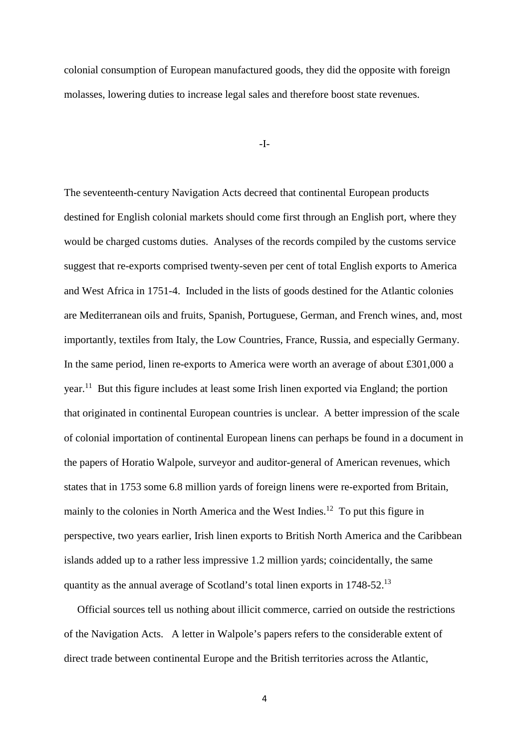colonial consumption of European manufactured goods, they did the opposite with foreign molasses, lowering duties to increase legal sales and therefore boost state revenues.

-I-

The seventeenth-century Navigation Acts decreed that continental European products destined for English colonial markets should come first through an English port, where they would be charged customs duties. Analyses of the records compiled by the customs service suggest that re-exports comprised twenty-seven per cent of total English exports to America and West Africa in 1751-4. Included in the lists of goods destined for the Atlantic colonies are Mediterranean oils and fruits, Spanish, Portuguese, German, and French wines, and, most importantly, textiles from Italy, the Low Countries, France, Russia, and especially Germany. In the same period, linen re-exports to America were worth an average of about £301,000 a year.[11] But this figure includes at least some Irish linen exported via England; the portion that originated in continental European countries is unclear. A better impression of the scale of colonial importation of continental European linens can perhaps be found in a document in the papers of Horatio Walpole, surveyor and auditor-general of American revenues, which states that in 1753 some 6.8 million yards of foreign linens were re-exported from Britain, mainly to the colonies in North America and the West Indies.[12] To put this figure in perspective, two years earlier, Irish linen exports to British North America and the Caribbean islands added up to a rather less impressive 1.2 million yards; coincidentally, the same quantity as the annual average of Scotland's total linen exports in 1748-52.[13]

Official sources tell us nothing about illicit commerce, carried on outside the restrictions of the Navigation Acts. A letter in Walpole's papers refers to the considerable extent of direct trade between continental Europe and the British territories across the Atlantic,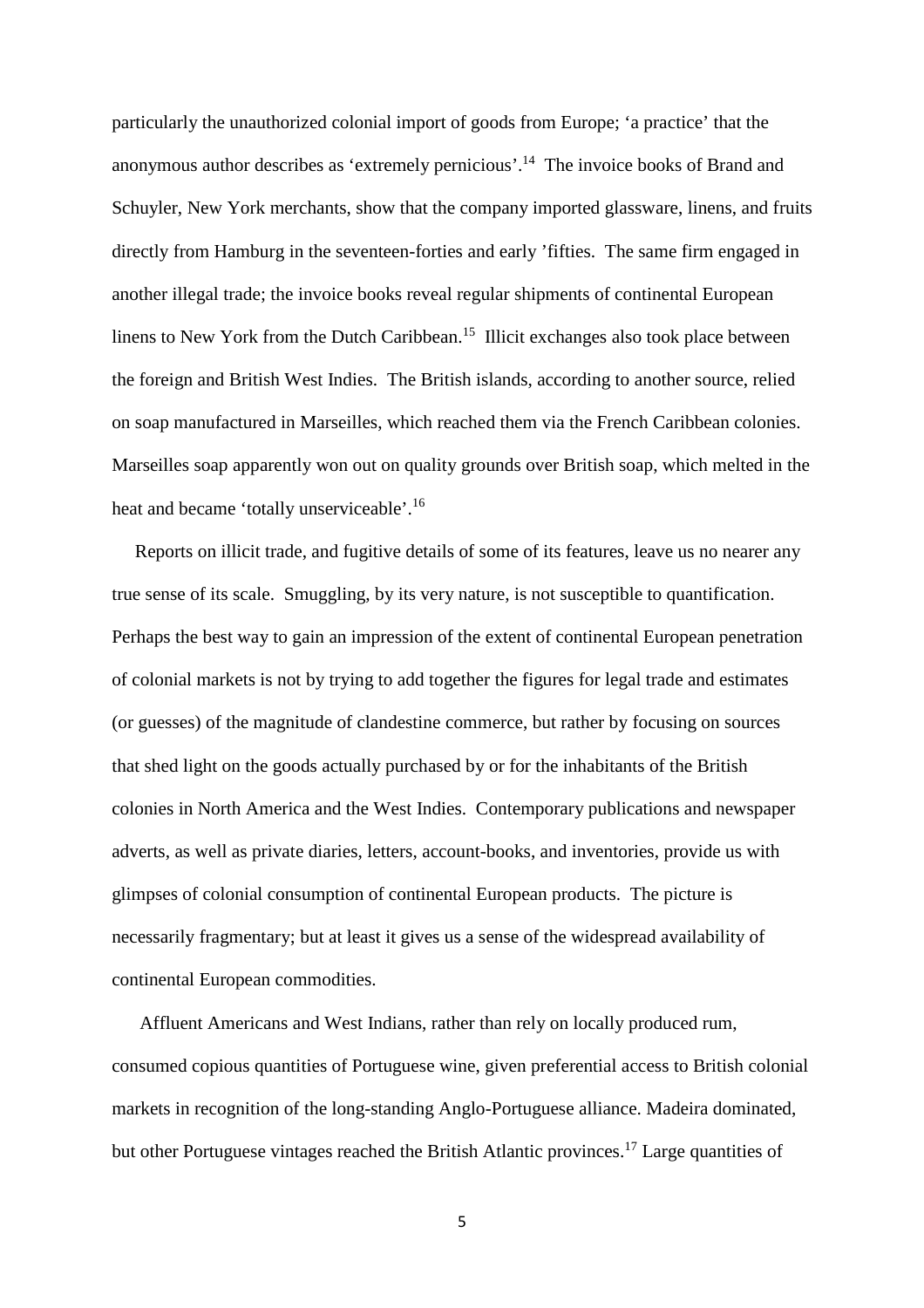particularly the unauthorized colonial import of goods from Europe; 'a practice' that the anonymous author describes as 'extremely pernicious'.[14] The invoice books of Brand and Schuyler, New York merchants, show that the company imported glassware, linens, and fruits directly from Hamburg in the seventeen-forties and early 'fifties. The same firm engaged in another illegal trade; the invoice books reveal regular shipments of continental European linens to New York from the Dutch Caribbean.[15] Illicit exchanges also took place between the foreign and British West Indies. The British islands, according to another source, relied on soap manufactured in Marseilles, which reached them via the French Caribbean colonies. Marseilles soap apparently won out on quality grounds over British soap, which melted in the heat and became 'totally unserviceable'.[16]

Reports on illicit trade, and fugitive details of some of its features, leave us no nearer any true sense of its scale. Smuggling, by its very nature, is not susceptible to quantification. Perhaps the best way to gain an impression of the extent of continental European penetration of colonial markets is not by trying to add together the figures for legal trade and estimates (or guesses) of the magnitude of clandestine commerce, but rather by focusing on sources that shed light on the goods actually purchased by or for the inhabitants of the British colonies in North America and the West Indies. Contemporary publications and newspaper adverts, as well as private diaries, letters, account-books, and inventories, provide us with glimpses of colonial consumption of continental European products. The picture is necessarily fragmentary; but at least it gives us a sense of the widespread availability of continental European commodities.

Affluent Americans and West Indians, rather than rely on locally produced rum, consumed copious quantities of Portuguese wine, given preferential access to British colonial markets in recognition of the long-standing Anglo-Portuguese alliance. Madeira dominated, but other Portuguese vintages reached the British Atlantic provinces.[17] Large quantities of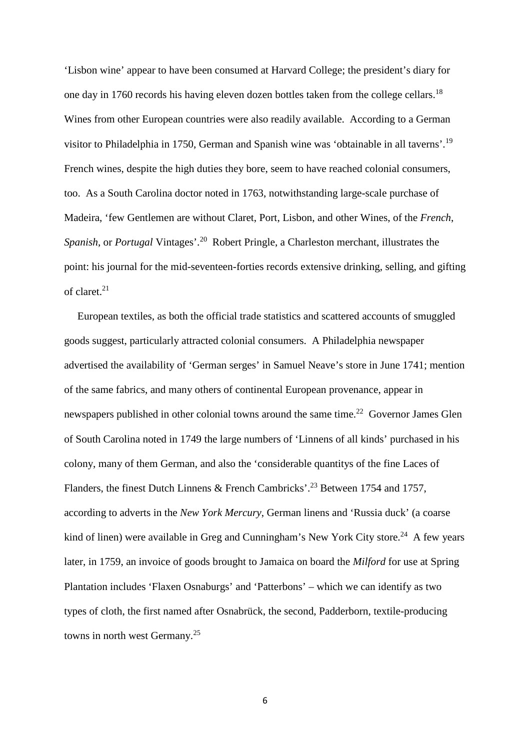'Lisbon wine' appear to have been consumed at Harvard College; the president's diary for one day in 1760 records his having eleven dozen bottles taken from the college cellars.[18] Wines from other European countries were also readily available. According to a German visitor to Philadelphia in 1750, German and Spanish wine was 'obtainable in all taverns'.[19] French wines, despite the high duties they bore, seem to have reached colonial consumers, too. As a South Carolina doctor noted in 1763, notwithstanding large-scale purchase of Madeira, 'few Gentlemen are without Claret, Port, Lisbon, and other Wines, of the *French*, *Spanish*, or *Portugal* Vintages'.[20] Robert Pringle, a Charleston merchant, illustrates the point: his journal for the mid-seventeen-forties records extensive drinking, selling, and gifting of claret.[21]

European textiles, as both the official trade statistics and scattered accounts of smuggled goods suggest, particularly attracted colonial consumers. A Philadelphia newspaper advertised the availability of 'German serges' in Samuel Neave's store in June 1741; mention of the same fabrics, and many others of continental European provenance, appear in newspapers published in other colonial towns around the same time.[22] Governor James Glen of South Carolina noted in 1749 the large numbers of 'Linnens of all kinds' purchased in his colony, many of them German, and also the 'considerable quantitys of the fine Laces of Flanders, the finest Dutch Linnens & French Cambricks'.[23] Between 1754 and 1757, according to adverts in the *New York Mercury*, German linens and 'Russia duck' (a coarse kind of linen) were available in Greg and Cunningham's New York City store.[24] A few years later, in 1759, an invoice of goods brought to Jamaica on board the *Milford* for use at Spring Plantation includes 'Flaxen Osnaburgs' and 'Patterbons' – which we can identify as two types of cloth, the first named after Osnabrück, the second, Padderborn, textile-producing towns in north west Germany.[25]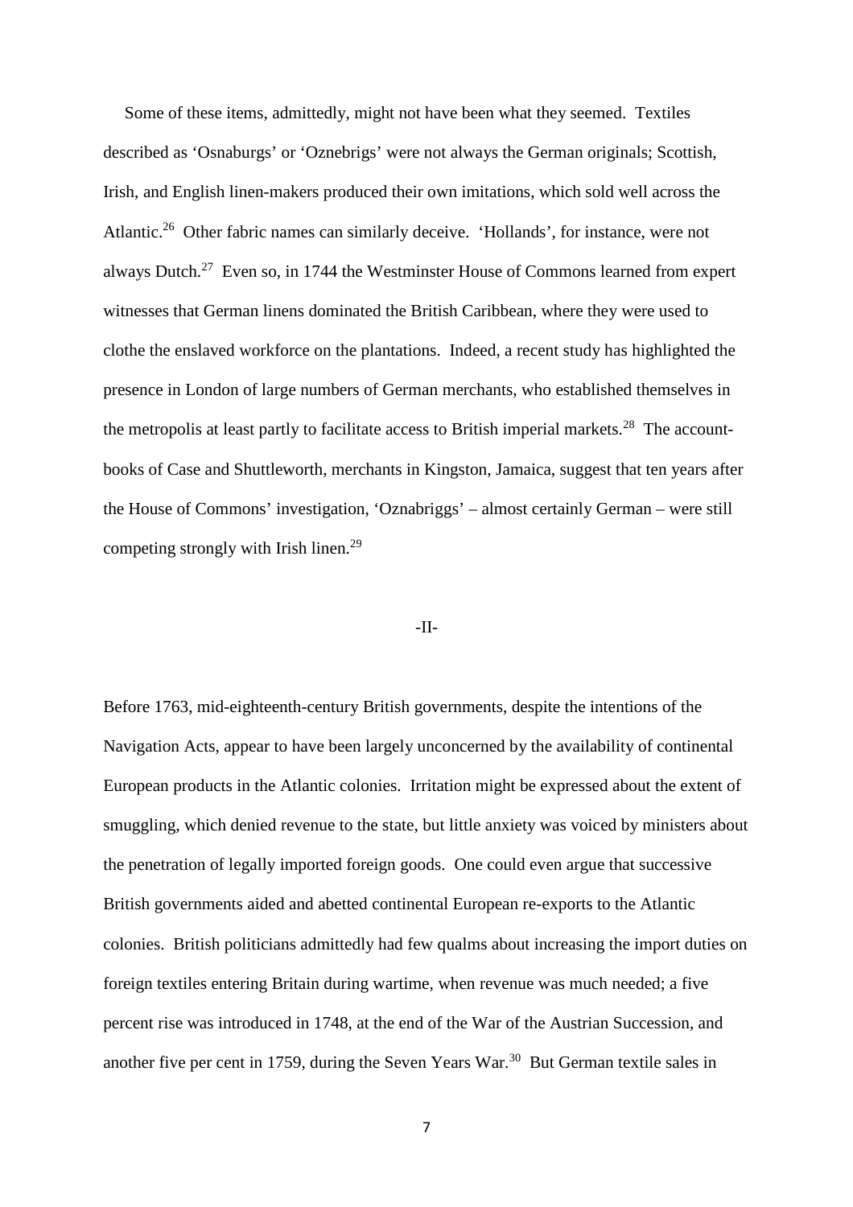Some of these items, admittedly, might not have been what they seemed. Textiles described as 'Osnaburgs' or 'Oznebrigs' were not always the German originals; Scottish, Irish, and English linen-makers produced their own imitations, which sold well across the Atlantic.[26] Other fabric names can similarly deceive. 'Hollands', for instance, were not always Dutch.[27] Even so, in 1744 the Westminster House of Commons learned from expert witnesses that German linens dominated the British Caribbean, where they were used to clothe the enslaved workforce on the plantations. Indeed, a recent study has highlighted the presence in London of large numbers of German merchants, who established themselves in the metropolis at least partly to facilitate access to British imperial markets.[28] The account-books of Case and Shuttleworth, merchants in Kingston, Jamaica, suggest that ten years after the House of Commons' investigation, 'Oznabriggs' – almost certainly German – were still competing strongly with Irish linen.[29]

## -II-

Before 1763, mid-eighteenth-century British governments, despite the intentions of the Navigation Acts, appear to have been largely unconcerned by the availability of continental European products in the Atlantic colonies. Irritation might be expressed about the extent of smuggling, which denied revenue to the state, but little anxiety was voiced by ministers about the penetration of legally imported foreign goods. One could even argue that successive British governments aided and abetted continental European re-exports to the Atlantic colonies. British politicians admittedly had few qualms about increasing the import duties on foreign textiles entering Britain during wartime, when revenue was much needed; a five percent rise was introduced in 1748, at the end of the War of the Austrian Succession, and another five per cent in 1759, during the Seven Years War.[30] But German textile sales in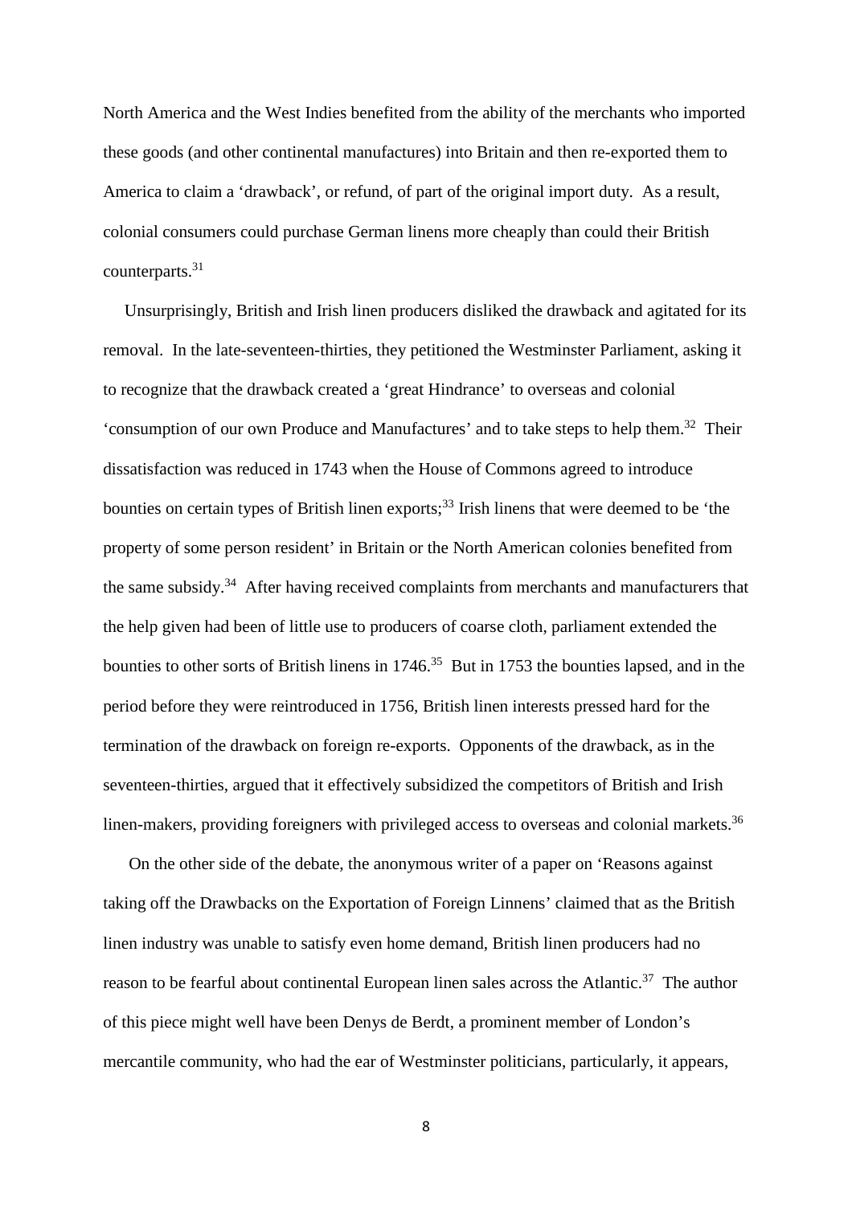North America and the West Indies benefited from the ability of the merchants who imported these goods (and other continental manufactures) into Britain and then re-exported them to America to claim a 'drawback', or refund, of part of the original import duty. As a result, colonial consumers could purchase German linens more cheaply than could their British counterparts.[31]

Unsurprisingly, British and Irish linen producers disliked the drawback and agitated for its removal. In the late-seventeen-thirties, they petitioned the Westminster Parliament, asking it to recognize that the drawback created a 'great Hindrance' to overseas and colonial 'consumption of our own Produce and Manufactures' and to take steps to help them.[32] Their dissatisfaction was reduced in 1743 when the House of Commons agreed to introduce bounties on certain types of British linen exports;[33] Irish linens that were deemed to be 'the property of some person resident' in Britain or the North American colonies benefited from the same subsidy.[34] After having received complaints from merchants and manufacturers that the help given had been of little use to producers of coarse cloth, parliament extended the bounties to other sorts of British linens in 1746.[35] But in 1753 the bounties lapsed, and in the period before they were reintroduced in 1756, British linen interests pressed hard for the termination of the drawback on foreign re-exports. Opponents of the drawback, as in the seventeen-thirties, argued that it effectively subsidized the competitors of British and Irish linen-makers, providing foreigners with privileged access to overseas and colonial markets.[36]

On the other side of the debate, the anonymous writer of a paper on 'Reasons against taking off the Drawbacks on the Exportation of Foreign Linnens' claimed that as the British linen industry was unable to satisfy even home demand, British linen producers had no reason to be fearful about continental European linen sales across the Atlantic.[37] The author of this piece might well have been Denys de Berdt, a prominent member of London's mercantile community, who had the ear of Westminster politicians, particularly, it appears,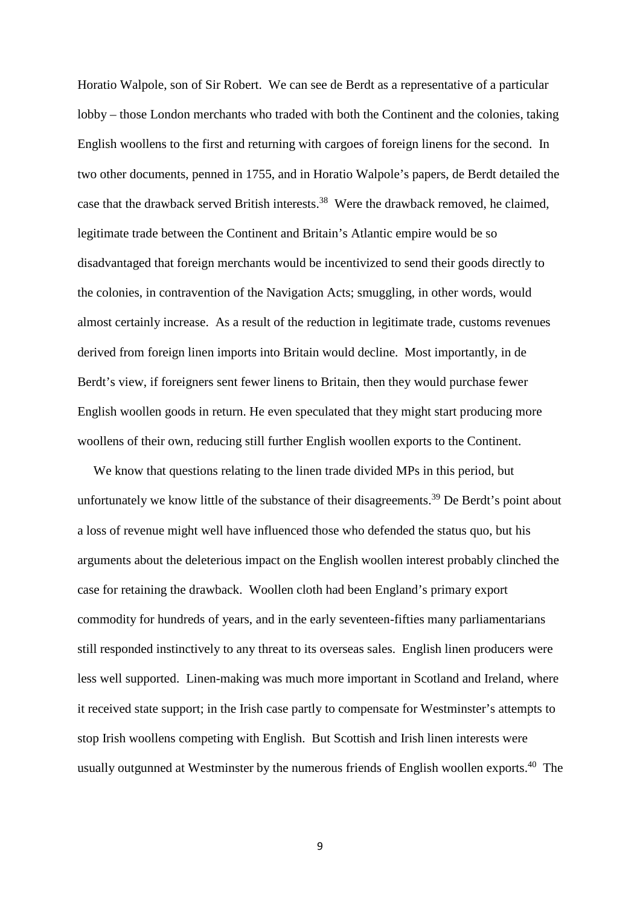Horatio Walpole, son of Sir Robert. We can see de Berdt as a representative of a particular lobby – those London merchants who traded with both the Continent and the colonies, taking English woollens to the first and returning with cargoes of foreign linens for the second. In two other documents, penned in 1755, and in Horatio Walpole's papers, de Berdt detailed the case that the drawback served British interests.[38] Were the drawback removed, he claimed, legitimate trade between the Continent and Britain's Atlantic empire would be so disadvantaged that foreign merchants would be incentivized to send their goods directly to the colonies, in contravention of the Navigation Acts; smuggling, in other words, would almost certainly increase. As a result of the reduction in legitimate trade, customs revenues derived from foreign linen imports into Britain would decline. Most importantly, in de Berdt's view, if foreigners sent fewer linens to Britain, then they would purchase fewer English woollen goods in return. He even speculated that they might start producing more woollens of their own, reducing still further English woollen exports to the Continent.

We know that questions relating to the linen trade divided MPs in this period, but unfortunately we know little of the substance of their disagreements.[39] De Berdt's point about a loss of revenue might well have influenced those who defended the status quo, but his arguments about the deleterious impact on the English woollen interest probably clinched the case for retaining the drawback. Woollen cloth had been England's primary export commodity for hundreds of years, and in the early seventeen-fifties many parliamentarians still responded instinctively to any threat to its overseas sales. English linen producers were less well supported. Linen-making was much more important in Scotland and Ireland, where it received state support; in the Irish case partly to compensate for Westminster's attempts to stop Irish woollens competing with English. But Scottish and Irish linen interests were usually outgunned at Westminster by the numerous friends of English woollen exports.[40] The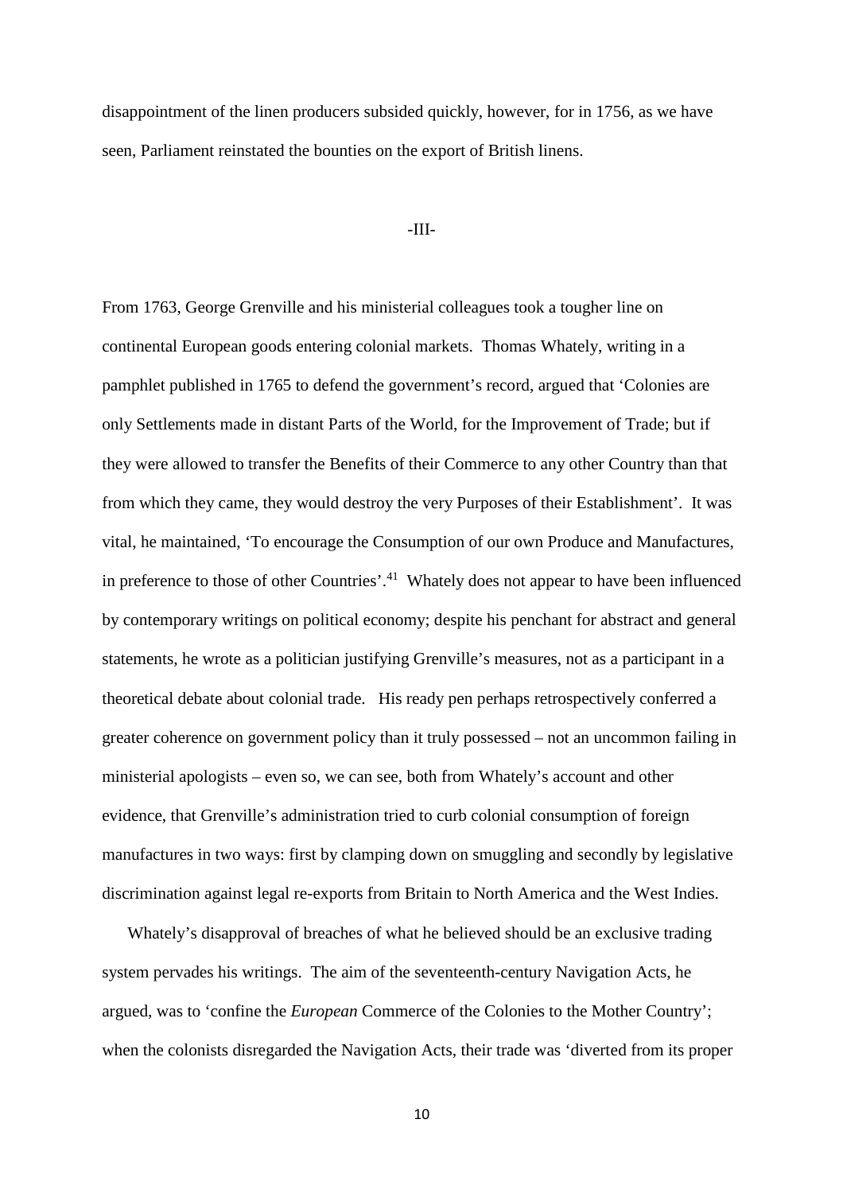disappointment of the linen producers subsided quickly, however, for in 1756, as we have seen, Parliament reinstated the bounties on the export of British linens.

## -III-

From 1763, George Grenville and his ministerial colleagues took a tougher line on continental European goods entering colonial markets. Thomas Whately, writing in a pamphlet published in 1765 to defend the government's record, argued that 'Colonies are only Settlements made in distant Parts of the World, for the Improvement of Trade; but if they were allowed to transfer the Benefits of their Commerce to any other Country than that from which they came, they would destroy the very Purposes of their Establishment'. It was vital, he maintained, 'To encourage the Consumption of our own Produce and Manufactures, in preference to those of other Countries'.[41] Whately does not appear to have been influenced by contemporary writings on political economy; despite his penchant for abstract and general statements, he wrote as a politician justifying Grenville's measures, not as a participant in a theoretical debate about colonial trade. His ready pen perhaps retrospectively conferred a greater coherence on government policy than it truly possessed – not an uncommon failing in ministerial apologists – even so, we can see, both from Whately's account and other evidence, that Grenville's administration tried to curb colonial consumption of foreign manufactures in two ways: first by clamping down on smuggling and secondly by legislative discrimination against legal re-exports from Britain to North America and the West Indies.

Whately's disapproval of breaches of what he believed should be an exclusive trading system pervades his writings. The aim of the seventeenth-century Navigation Acts, he argued, was to 'confine the *European* Commerce of the Colonies to the Mother Country'; when the colonists disregarded the Navigation Acts, their trade was 'diverted from its proper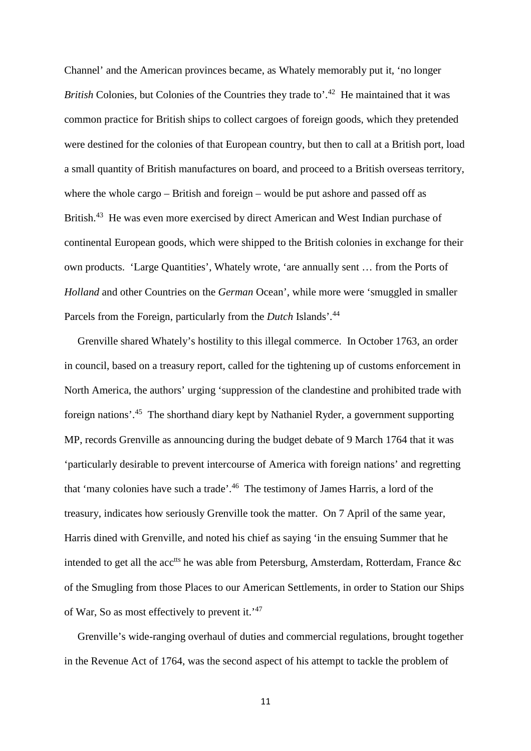Channel' and the American provinces became, as Whately memorably put it, 'no longer *British* Colonies, but Colonies of the Countries they trade to'.[42] He maintained that it was common practice for British ships to collect cargoes of foreign goods, which they pretended were destined for the colonies of that European country, but then to call at a British port, load a small quantity of British manufactures on board, and proceed to a British overseas territory, where the whole cargo – British and foreign – would be put ashore and passed off as British.[43] He was even more exercised by direct American and West Indian purchase of continental European goods, which were shipped to the British colonies in exchange for their own products. 'Large Quantities', Whately wrote, 'are annually sent … from the Ports of *Holland* and other Countries on the *German* Ocean', while more were 'smuggled in smaller Parcels from the Foreign, particularly from the *Dutch* Islands'.[44]

Grenville shared Whately's hostility to this illegal commerce. In October 1763, an order in council, based on a treasury report, called for the tightening up of customs enforcement in North America, the authors' urging 'suppression of the clandestine and prohibited trade with foreign nations'.[45] The shorthand diary kept by Nathaniel Ryder, a government supporting MP, records Grenville as announcing during the budget debate of 9 March 1764 that it was 'particularly desirable to prevent intercourse of America with foreign nations' and regretting that 'many colonies have such a trade'.[46] The testimony of James Harris, a lord of the treasury, indicates how seriously Grenville took the matter. On 7 April of the same year, Harris dined with Grenville, and noted his chief as saying 'in the ensuing Summer that he intended to get all the acc[tts] he was able from Petersburg, Amsterdam, Rotterdam, France &c of the Smugling from those Places to our American Settlements, in order to Station our Ships of War, So as most effectively to prevent it.'[47]

Grenville's wide-ranging overhaul of duties and commercial regulations, brought together in the Revenue Act of 1764, was the second aspect of his attempt to tackle the problem of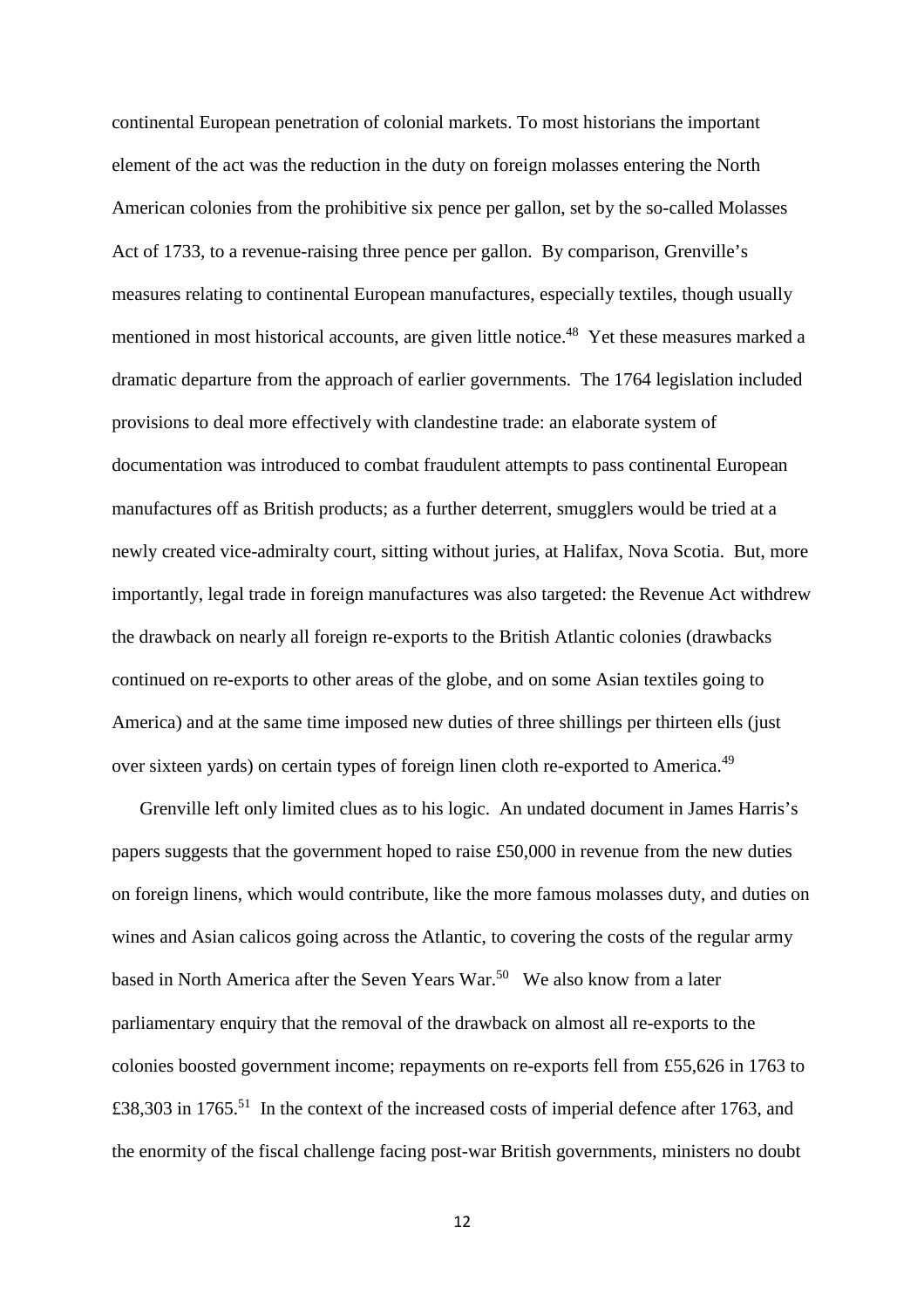continental European penetration of colonial markets. To most historians the important element of the act was the reduction in the duty on foreign molasses entering the North American colonies from the prohibitive six pence per gallon, set by the so-called Molasses Act of 1733, to a revenue-raising three pence per gallon. By comparison, Grenville's measures relating to continental European manufactures, especially textiles, though usually mentioned in most historical accounts, are given little notice.[48] Yet these measures marked a dramatic departure from the approach of earlier governments. The 1764 legislation included provisions to deal more effectively with clandestine trade: an elaborate system of documentation was introduced to combat fraudulent attempts to pass continental European manufactures off as British products; as a further deterrent, smugglers would be tried at a newly created vice-admiralty court, sitting without juries, at Halifax, Nova Scotia. But, more importantly, legal trade in foreign manufactures was also targeted: the Revenue Act withdrew the drawback on nearly all foreign re-exports to the British Atlantic colonies (drawbacks continued on re-exports to other areas of the globe, and on some Asian textiles going to America) and at the same time imposed new duties of three shillings per thirteen ells (just over sixteen yards) on certain types of foreign linen cloth re-exported to America.[49]

Grenville left only limited clues as to his logic. An undated document in James Harris's papers suggests that the government hoped to raise £50,000 in revenue from the new duties on foreign linens, which would contribute, like the more famous molasses duty, and duties on wines and Asian calicos going across the Atlantic, to covering the costs of the regular army based in North America after the Seven Years War.[50] We also know from a later parliamentary enquiry that the removal of the drawback on almost all re-exports to the colonies boosted government income; repayments on re-exports fell from £55,626 in 1763 to £38,303 in 1765.[51] In the context of the increased costs of imperial defence after 1763, and the enormity of the fiscal challenge facing post-war British governments, ministers no doubt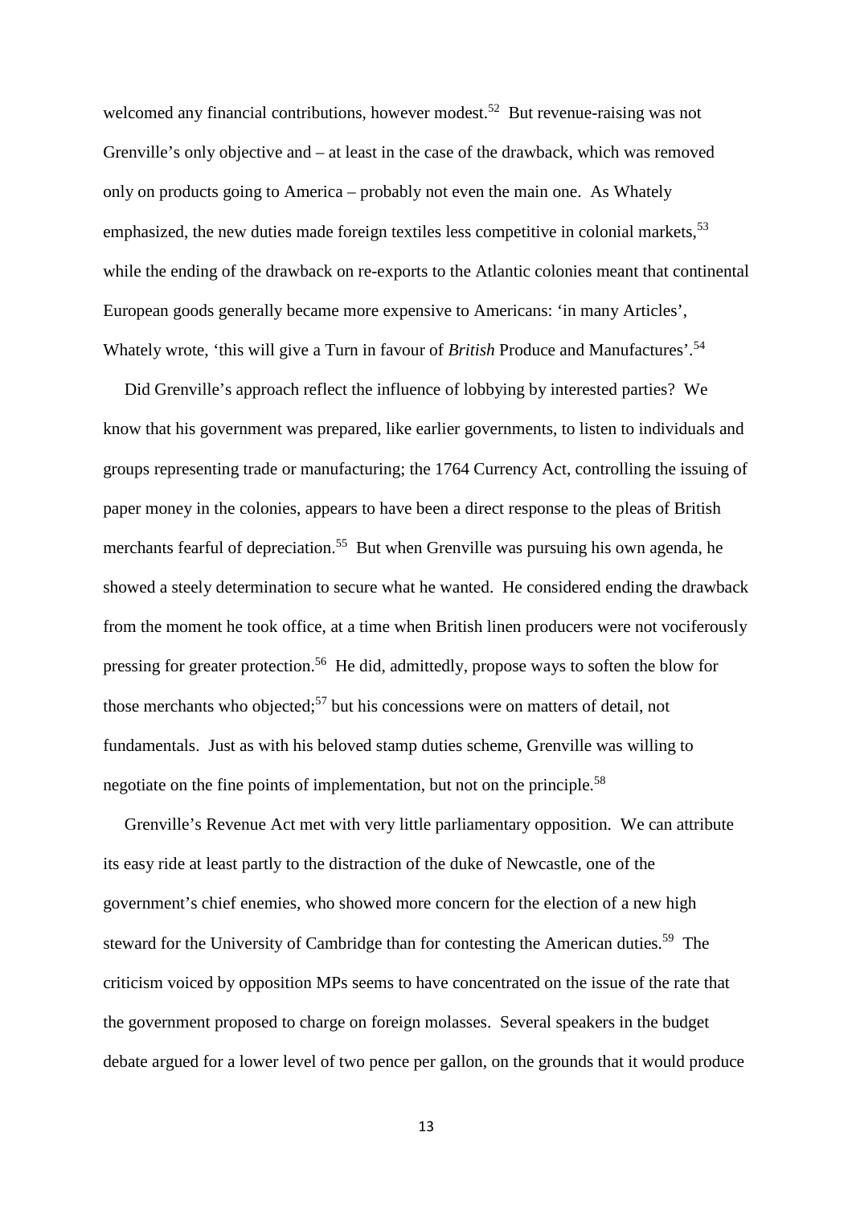welcomed any financial contributions, however modest.[52] But revenue-raising was not Grenville's only objective and – at least in the case of the drawback, which was removed only on products going to America – probably not even the main one. As Whately emphasized, the new duties made foreign textiles less competitive in colonial markets,[53] while the ending of the drawback on re-exports to the Atlantic colonies meant that continental European goods generally became more expensive to Americans: 'in many Articles', Whately wrote, 'this will give a Turn in favour of *British* Produce and Manufactures'.[54]

Did Grenville's approach reflect the influence of lobbying by interested parties? We know that his government was prepared, like earlier governments, to listen to individuals and groups representing trade or manufacturing; the 1764 Currency Act, controlling the issuing of paper money in the colonies, appears to have been a direct response to the pleas of British merchants fearful of depreciation.[55] But when Grenville was pursuing his own agenda, he showed a steely determination to secure what he wanted. He considered ending the drawback from the moment he took office, at a time when British linen producers were not vociferously pressing for greater protection.[56] He did, admittedly, propose ways to soften the blow for those merchants who objected;[57] but his concessions were on matters of detail, not fundamentals. Just as with his beloved stamp duties scheme, Grenville was willing to negotiate on the fine points of implementation, but not on the principle.[58]

Grenville's Revenue Act met with very little parliamentary opposition. We can attribute its easy ride at least partly to the distraction of the duke of Newcastle, one of the government's chief enemies, who showed more concern for the election of a new high steward for the University of Cambridge than for contesting the American duties.[59] The criticism voiced by opposition MPs seems to have concentrated on the issue of the rate that the government proposed to charge on foreign molasses. Several speakers in the budget debate argued for a lower level of two pence per gallon, on the grounds that it would produce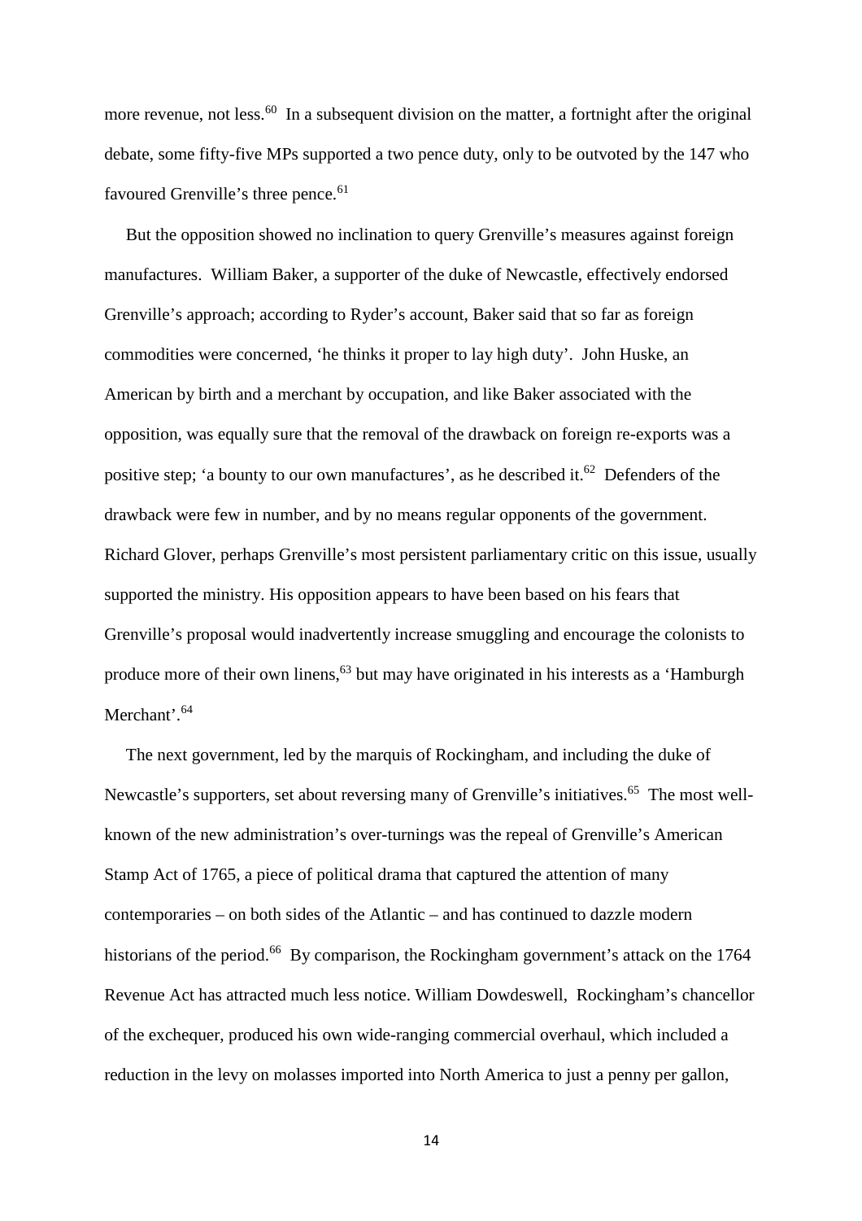more revenue, not less.[60] In a subsequent division on the matter, a fortnight after the original debate, some fifty-five MPs supported a two pence duty, only to be outvoted by the 147 who favoured Grenville's three pence.[61]

But the opposition showed no inclination to query Grenville's measures against foreign manufactures. William Baker, a supporter of the duke of Newcastle, effectively endorsed Grenville's approach; according to Ryder's account, Baker said that so far as foreign commodities were concerned, 'he thinks it proper to lay high duty'. John Huske, an American by birth and a merchant by occupation, and like Baker associated with the opposition, was equally sure that the removal of the drawback on foreign re-exports was a positive step; 'a bounty to our own manufactures', as he described it.[62] Defenders of the drawback were few in number, and by no means regular opponents of the government. Richard Glover, perhaps Grenville's most persistent parliamentary critic on this issue, usually supported the ministry. His opposition appears to have been based on his fears that Grenville's proposal would inadvertently increase smuggling and encourage the colonists to produce more of their own linens,[63] but may have originated in his interests as a 'Hamburgh Merchant'.[64]

The next government, led by the marquis of Rockingham, and including the duke of Newcastle's supporters, set about reversing many of Grenville's initiatives.[65] The most well-known of the new administration's over-turnings was the repeal of Grenville's American Stamp Act of 1765, a piece of political drama that captured the attention of many contemporaries – on both sides of the Atlantic – and has continued to dazzle modern historians of the period.[66] By comparison, the Rockingham government's attack on the 1764 Revenue Act has attracted much less notice. William Dowdeswell, Rockingham's chancellor of the exchequer, produced his own wide-ranging commercial overhaul, which included a reduction in the levy on molasses imported into North America to just a penny per gallon,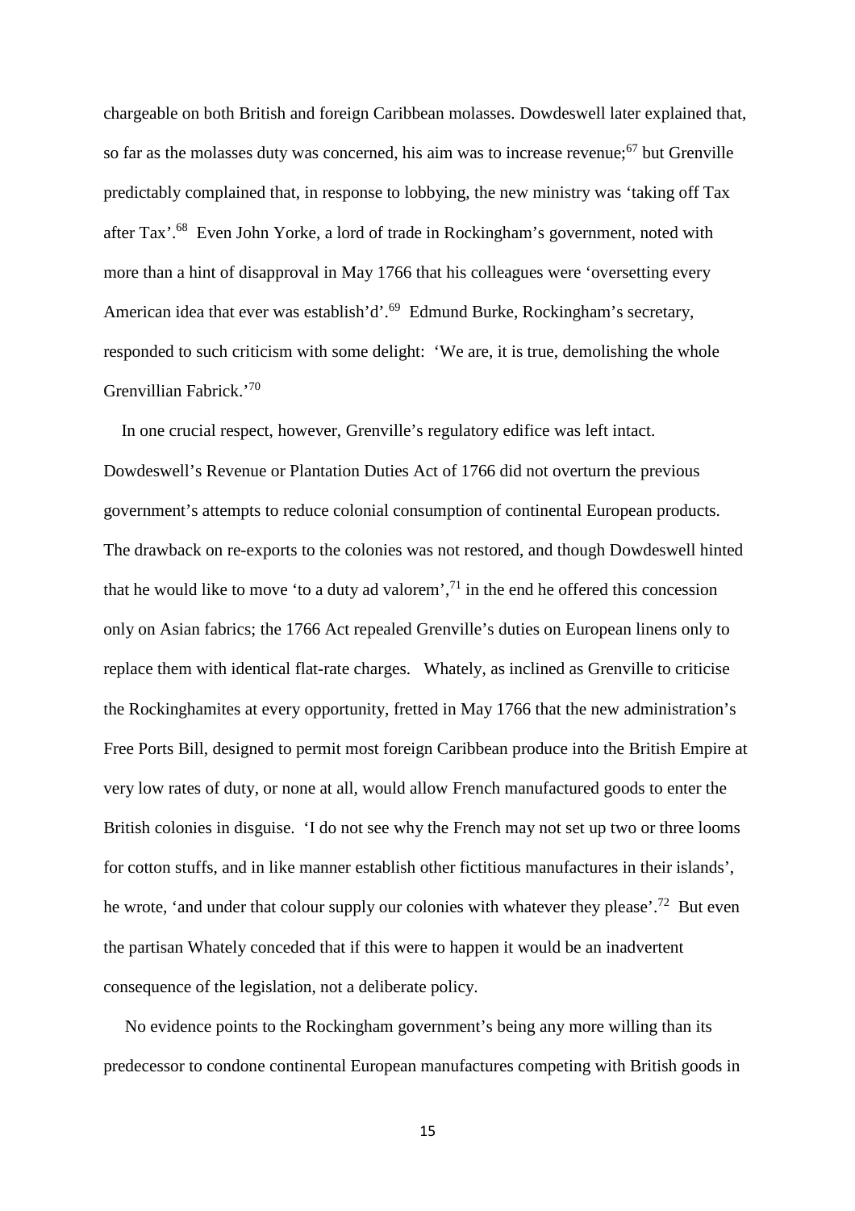chargeable on both British and foreign Caribbean molasses. Dowdeswell later explained that, so far as the molasses duty was concerned, his aim was to increase revenue;[67] but Grenville predictably complained that, in response to lobbying, the new ministry was 'taking off Tax after Tax'.[68] Even John Yorke, a lord of trade in Rockingham's government, noted with more than a hint of disapproval in May 1766 that his colleagues were 'oversetting every American idea that ever was establish'd'.[69] Edmund Burke, Rockingham's secretary, responded to such criticism with some delight: 'We are, it is true, demolishing the whole Grenvillian Fabrick.'[70]

In one crucial respect, however, Grenville's regulatory edifice was left intact. Dowdeswell's Revenue or Plantation Duties Act of 1766 did not overturn the previous government's attempts to reduce colonial consumption of continental European products. The drawback on re-exports to the colonies was not restored, and though Dowdeswell hinted that he would like to move 'to a duty ad valorem',[71] in the end he offered this concession only on Asian fabrics; the 1766 Act repealed Grenville's duties on European linens only to replace them with identical flat-rate charges. Whately, as inclined as Grenville to criticise the Rockinghamites at every opportunity, fretted in May 1766 that the new administration's Free Ports Bill, designed to permit most foreign Caribbean produce into the British Empire at very low rates of duty, or none at all, would allow French manufactured goods to enter the British colonies in disguise. 'I do not see why the French may not set up two or three looms for cotton stuffs, and in like manner establish other fictitious manufactures in their islands', he wrote, 'and under that colour supply our colonies with whatever they please'.[72] But even the partisan Whately conceded that if this were to happen it would be an inadvertent consequence of the legislation, not a deliberate policy.

No evidence points to the Rockingham government's being any more willing than its predecessor to condone continental European manufactures competing with British goods in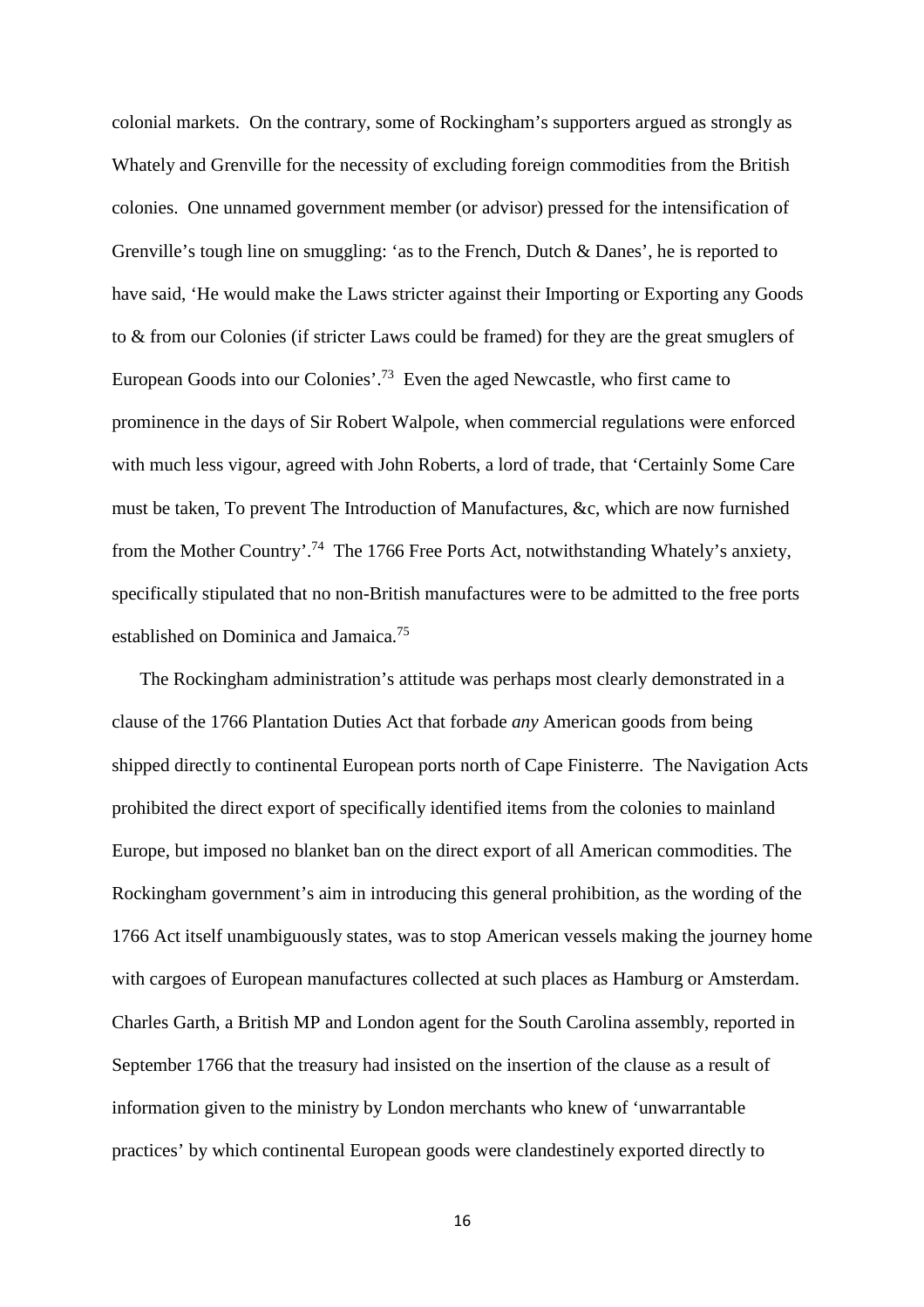colonial markets. On the contrary, some of Rockingham's supporters argued as strongly as Whately and Grenville for the necessity of excluding foreign commodities from the British colonies. One unnamed government member (or advisor) pressed for the intensification of Grenville's tough line on smuggling: 'as to the French, Dutch & Danes', he is reported to have said, 'He would make the Laws stricter against their Importing or Exporting any Goods to & from our Colonies (if stricter Laws could be framed) for they are the great smuglers of European Goods into our Colonies'.[73] Even the aged Newcastle, who first came to prominence in the days of Sir Robert Walpole, when commercial regulations were enforced with much less vigour, agreed with John Roberts, a lord of trade, that 'Certainly Some Care must be taken, To prevent The Introduction of Manufactures, &c, which are now furnished from the Mother Country'.[74] The 1766 Free Ports Act, notwithstanding Whately's anxiety, specifically stipulated that no non-British manufactures were to be admitted to the free ports established on Dominica and Jamaica.[75]

The Rockingham administration's attitude was perhaps most clearly demonstrated in a clause of the 1766 Plantation Duties Act that forbade *any* American goods from being shipped directly to continental European ports north of Cape Finisterre. The Navigation Acts prohibited the direct export of specifically identified items from the colonies to mainland Europe, but imposed no blanket ban on the direct export of all American commodities. The Rockingham government's aim in introducing this general prohibition, as the wording of the 1766 Act itself unambiguously states, was to stop American vessels making the journey home with cargoes of European manufactures collected at such places as Hamburg or Amsterdam. Charles Garth, a British MP and London agent for the South Carolina assembly, reported in September 1766 that the treasury had insisted on the insertion of the clause as a result of information given to the ministry by London merchants who knew of 'unwarrantable practices' by which continental European goods were clandestinely exported directly to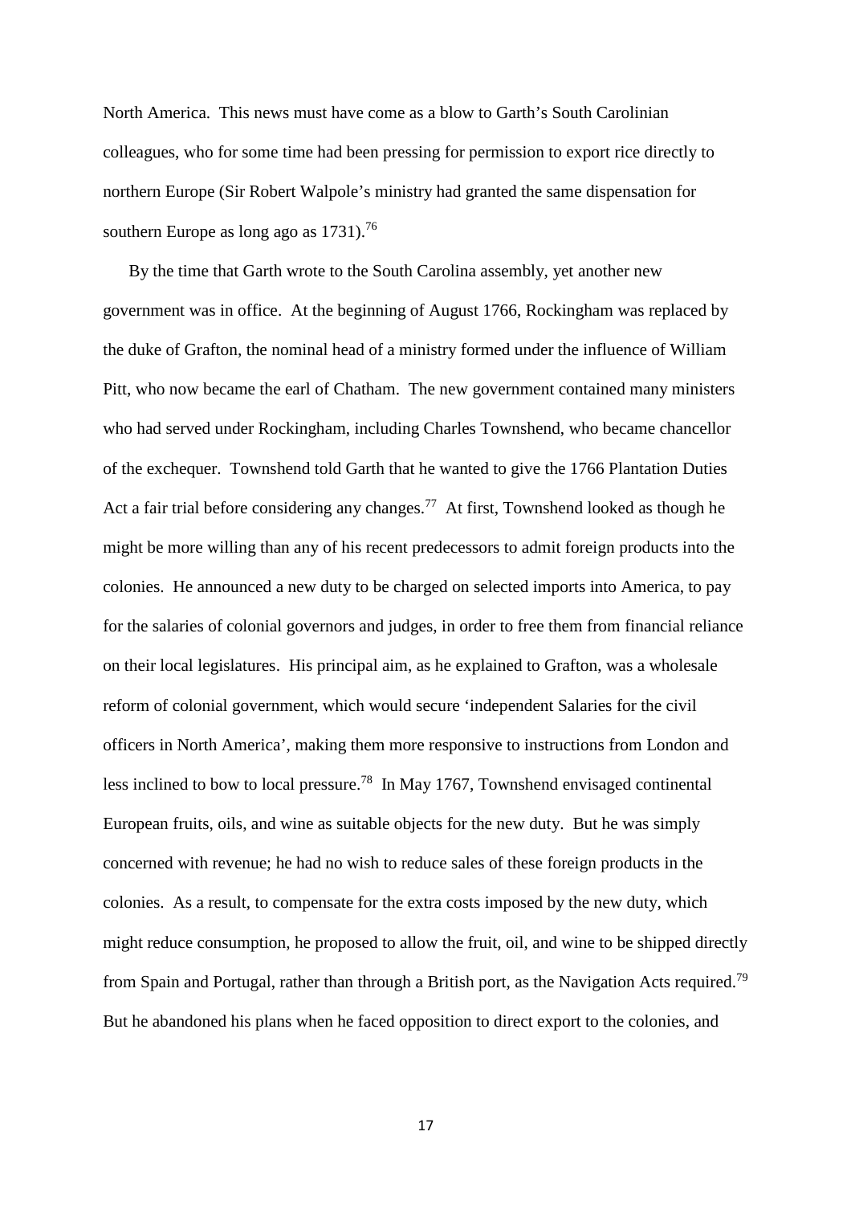North America. This news must have come as a blow to Garth's South Carolinian colleagues, who for some time had been pressing for permission to export rice directly to northern Europe (Sir Robert Walpole's ministry had granted the same dispensation for southern Europe as long ago as 1731).[76]

By the time that Garth wrote to the South Carolina assembly, yet another new government was in office. At the beginning of August 1766, Rockingham was replaced by the duke of Grafton, the nominal head of a ministry formed under the influence of William Pitt, who now became the earl of Chatham. The new government contained many ministers who had served under Rockingham, including Charles Townshend, who became chancellor of the exchequer. Townshend told Garth that he wanted to give the 1766 Plantation Duties Act a fair trial before considering any changes.[77] At first, Townshend looked as though he might be more willing than any of his recent predecessors to admit foreign products into the colonies. He announced a new duty to be charged on selected imports into America, to pay for the salaries of colonial governors and judges, in order to free them from financial reliance on their local legislatures. His principal aim, as he explained to Grafton, was a wholesale reform of colonial government, which would secure 'independent Salaries for the civil officers in North America', making them more responsive to instructions from London and less inclined to bow to local pressure.[78] In May 1767, Townshend envisaged continental European fruits, oils, and wine as suitable objects for the new duty. But he was simply concerned with revenue; he had no wish to reduce sales of these foreign products in the colonies. As a result, to compensate for the extra costs imposed by the new duty, which might reduce consumption, he proposed to allow the fruit, oil, and wine to be shipped directly from Spain and Portugal, rather than through a British port, as the Navigation Acts required.[79] But he abandoned his plans when he faced opposition to direct export to the colonies, and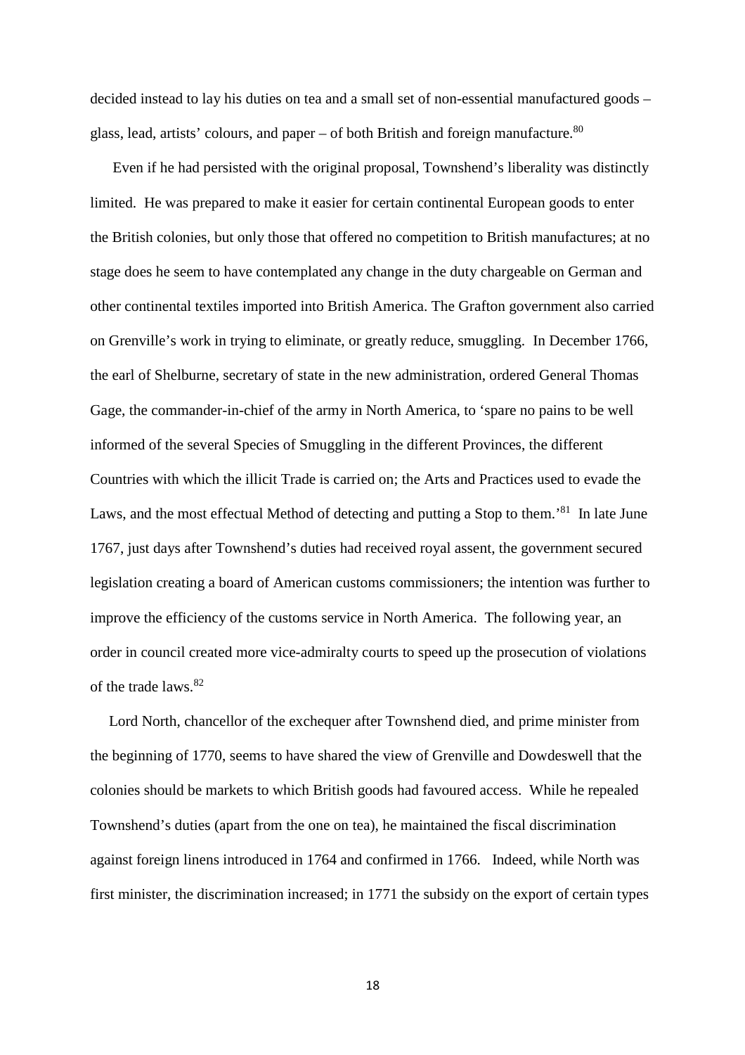decided instead to lay his duties on tea and a small set of non-essential manufactured goods – glass, lead, artists' colours, and paper – of both British and foreign manufacture.[80]

Even if he had persisted with the original proposal, Townshend's liberality was distinctly limited. He was prepared to make it easier for certain continental European goods to enter the British colonies, but only those that offered no competition to British manufactures; at no stage does he seem to have contemplated any change in the duty chargeable on German and other continental textiles imported into British America. The Grafton government also carried on Grenville's work in trying to eliminate, or greatly reduce, smuggling. In December 1766, the earl of Shelburne, secretary of state in the new administration, ordered General Thomas Gage, the commander-in-chief of the army in North America, to 'spare no pains to be well informed of the several Species of Smuggling in the different Provinces, the different Countries with which the illicit Trade is carried on; the Arts and Practices used to evade the Laws, and the most effectual Method of detecting and putting a Stop to them.'[81] In late June 1767, just days after Townshend's duties had received royal assent, the government secured legislation creating a board of American customs commissioners; the intention was further to improve the efficiency of the customs service in North America. The following year, an order in council created more vice-admiralty courts to speed up the prosecution of violations of the trade laws.[82]

Lord North, chancellor of the exchequer after Townshend died, and prime minister from the beginning of 1770, seems to have shared the view of Grenville and Dowdeswell that the colonies should be markets to which British goods had favoured access. While he repealed Townshend's duties (apart from the one on tea), he maintained the fiscal discrimination against foreign linens introduced in 1764 and confirmed in 1766. Indeed, while North was first minister, the discrimination increased; in 1771 the subsidy on the export of certain types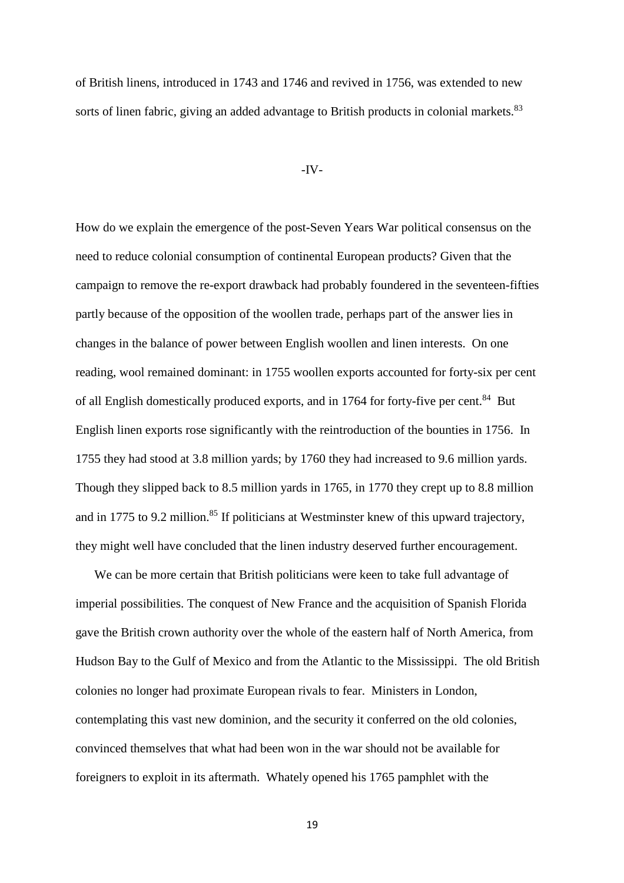of British linens, introduced in 1743 and 1746 and revived in 1756, was extended to new sorts of linen fabric, giving an added advantage to British products in colonial markets.[83]

## -IV-

How do we explain the emergence of the post-Seven Years War political consensus on the need to reduce colonial consumption of continental European products? Given that the campaign to remove the re-export drawback had probably foundered in the seventeen-fifties partly because of the opposition of the woollen trade, perhaps part of the answer lies in changes in the balance of power between English woollen and linen interests. On one reading, wool remained dominant: in 1755 woollen exports accounted for forty-six per cent of all English domestically produced exports, and in 1764 for forty-five per cent.[84] But English linen exports rose significantly with the reintroduction of the bounties in 1756. In 1755 they had stood at 3.8 million yards; by 1760 they had increased to 9.6 million yards. Though they slipped back to 8.5 million yards in 1765, in 1770 they crept up to 8.8 million and in 1775 to 9.2 million.[85] If politicians at Westminster knew of this upward trajectory, they might well have concluded that the linen industry deserved further encouragement.

We can be more certain that British politicians were keen to take full advantage of imperial possibilities. The conquest of New France and the acquisition of Spanish Florida gave the British crown authority over the whole of the eastern half of North America, from Hudson Bay to the Gulf of Mexico and from the Atlantic to the Mississippi. The old British colonies no longer had proximate European rivals to fear. Ministers in London, contemplating this vast new dominion, and the security it conferred on the old colonies, convinced themselves that what had been won in the war should not be available for foreigners to exploit in its aftermath. Whately opened his 1765 pamphlet with the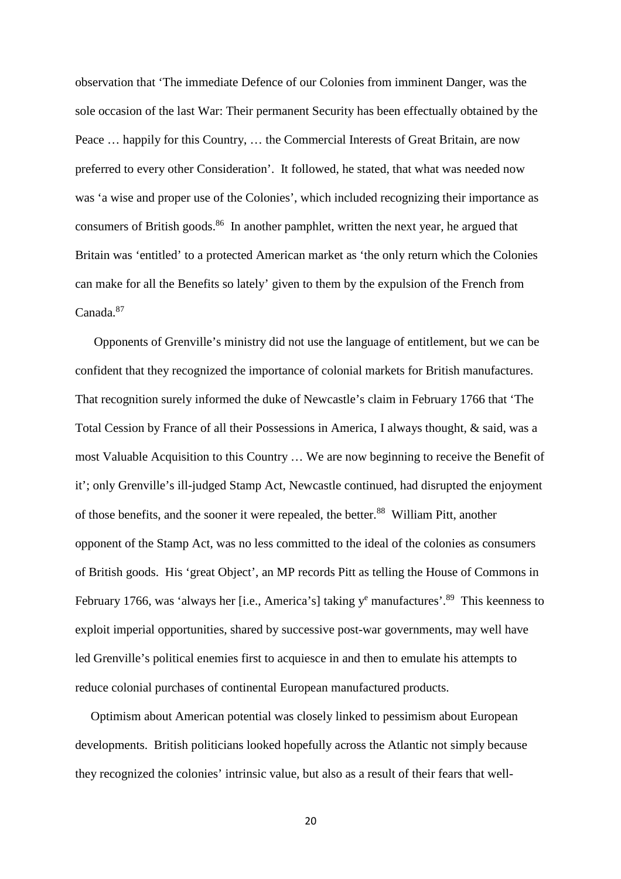observation that 'The immediate Defence of our Colonies from imminent Danger, was the sole occasion of the last War: Their permanent Security has been effectually obtained by the Peace … happily for this Country, … the Commercial Interests of Great Britain, are now preferred to every other Consideration'. It followed, he stated, that what was needed now was 'a wise and proper use of the Colonies', which included recognizing their importance as consumers of British goods.[86] In another pamphlet, written the next year, he argued that Britain was 'entitled' to a protected American market as 'the only return which the Colonies can make for all the Benefits so lately' given to them by the expulsion of the French from Canada.[87]

Opponents of Grenville's ministry did not use the language of entitlement, but we can be confident that they recognized the importance of colonial markets for British manufactures. That recognition surely informed the duke of Newcastle's claim in February 1766 that 'The Total Cession by France of all their Possessions in America, I always thought, & said, was a most Valuable Acquisition to this Country … We are now beginning to receive the Benefit of it'; only Grenville's ill-judged Stamp Act, Newcastle continued, had disrupted the enjoyment of those benefits, and the sooner it were repealed, the better.[88] William Pitt, another opponent of the Stamp Act, was no less committed to the ideal of the colonies as consumers of British goods. His 'great Object', an MP records Pitt as telling the House of Commons in February 1766, was 'always her [i.e., America's] taking y[e] manufactures'.[89] This keenness to exploit imperial opportunities, shared by successive post-war governments, may well have led Grenville's political enemies first to acquiesce in and then to emulate his attempts to reduce colonial purchases of continental European manufactured products.

Optimism about American potential was closely linked to pessimism about European developments. British politicians looked hopefully across the Atlantic not simply because they recognized the colonies' intrinsic value, but also as a result of their fears that well-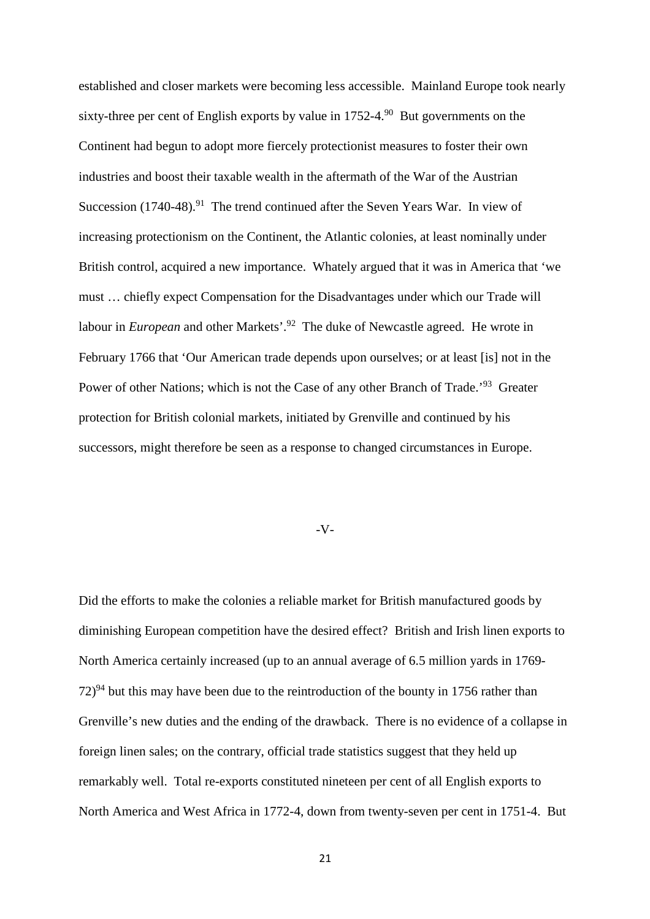established and closer markets were becoming less accessible. Mainland Europe took nearly sixty-three per cent of English exports by value in 1752-4.[90] But governments on the Continent had begun to adopt more fiercely protectionist measures to foster their own industries and boost their taxable wealth in the aftermath of the War of the Austrian Succession (1740-48).[91] The trend continued after the Seven Years War. In view of increasing protectionism on the Continent, the Atlantic colonies, at least nominally under British control, acquired a new importance. Whately argued that it was in America that 'we must … chiefly expect Compensation for the Disadvantages under which our Trade will labour in *European* and other Markets'.[92] The duke of Newcastle agreed. He wrote in February 1766 that 'Our American trade depends upon ourselves; or at least [is] not in the Power of other Nations; which is not the Case of any other Branch of Trade.'[93] Greater protection for British colonial markets, initiated by Grenville and continued by his successors, might therefore be seen as a response to changed circumstances in Europe.

## -V-

Did the efforts to make the colonies a reliable market for British manufactured goods by diminishing European competition have the desired effect? British and Irish linen exports to North America certainly increased (up to an annual average of 6.5 million yards in 1769-72)[94] but this may have been due to the reintroduction of the bounty in 1756 rather than Grenville's new duties and the ending of the drawback. There is no evidence of a collapse in foreign linen sales; on the contrary, official trade statistics suggest that they held up remarkably well. Total re-exports constituted nineteen per cent of all English exports to North America and West Africa in 1772-4, down from twenty-seven per cent in 1751-4. But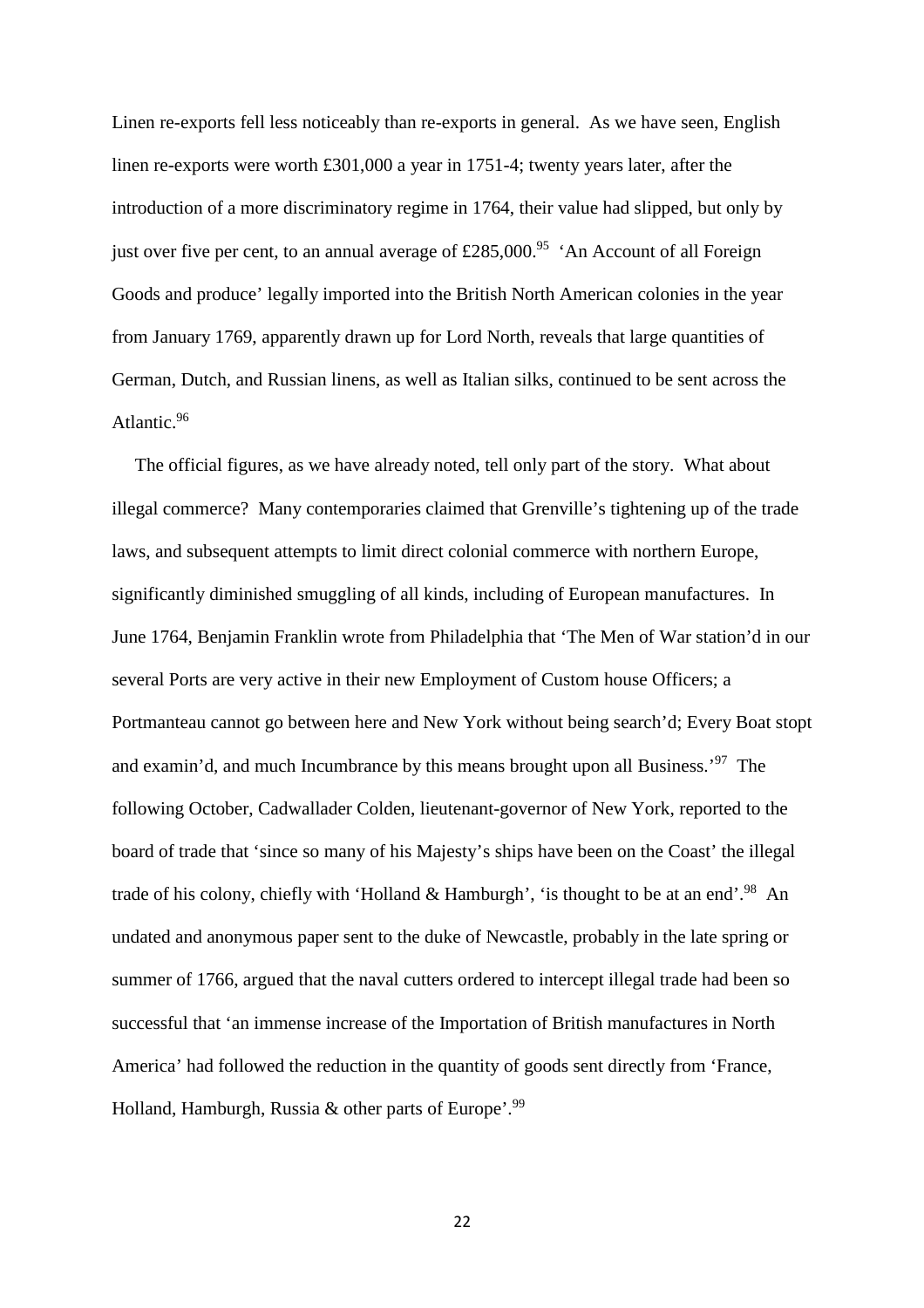Linen re-exports fell less noticeably than re-exports in general. As we have seen, English linen re-exports were worth £301,000 a year in 1751-4; twenty years later, after the introduction of a more discriminatory regime in 1764, their value had slipped, but only by just over five per cent, to an annual average of £285,000.[95] 'An Account of all Foreign Goods and produce' legally imported into the British North American colonies in the year from January 1769, apparently drawn up for Lord North, reveals that large quantities of German, Dutch, and Russian linens, as well as Italian silks, continued to be sent across the Atlantic.[96]

The official figures, as we have already noted, tell only part of the story. What about illegal commerce? Many contemporaries claimed that Grenville's tightening up of the trade laws, and subsequent attempts to limit direct colonial commerce with northern Europe, significantly diminished smuggling of all kinds, including of European manufactures. In June 1764, Benjamin Franklin wrote from Philadelphia that 'The Men of War station'd in our several Ports are very active in their new Employment of Custom house Officers; a Portmanteau cannot go between here and New York without being search'd; Every Boat stopt and examin'd, and much Incumbrance by this means brought upon all Business.'[97] The following October, Cadwallader Colden, lieutenant-governor of New York, reported to the board of trade that 'since so many of his Majesty's ships have been on the Coast' the illegal trade of his colony, chiefly with 'Holland & Hamburgh', 'is thought to be at an end'.[98] An undated and anonymous paper sent to the duke of Newcastle, probably in the late spring or summer of 1766, argued that the naval cutters ordered to intercept illegal trade had been so successful that 'an immense increase of the Importation of British manufactures in North America' had followed the reduction in the quantity of goods sent directly from 'France, Holland, Hamburgh, Russia & other parts of Europe'.[99]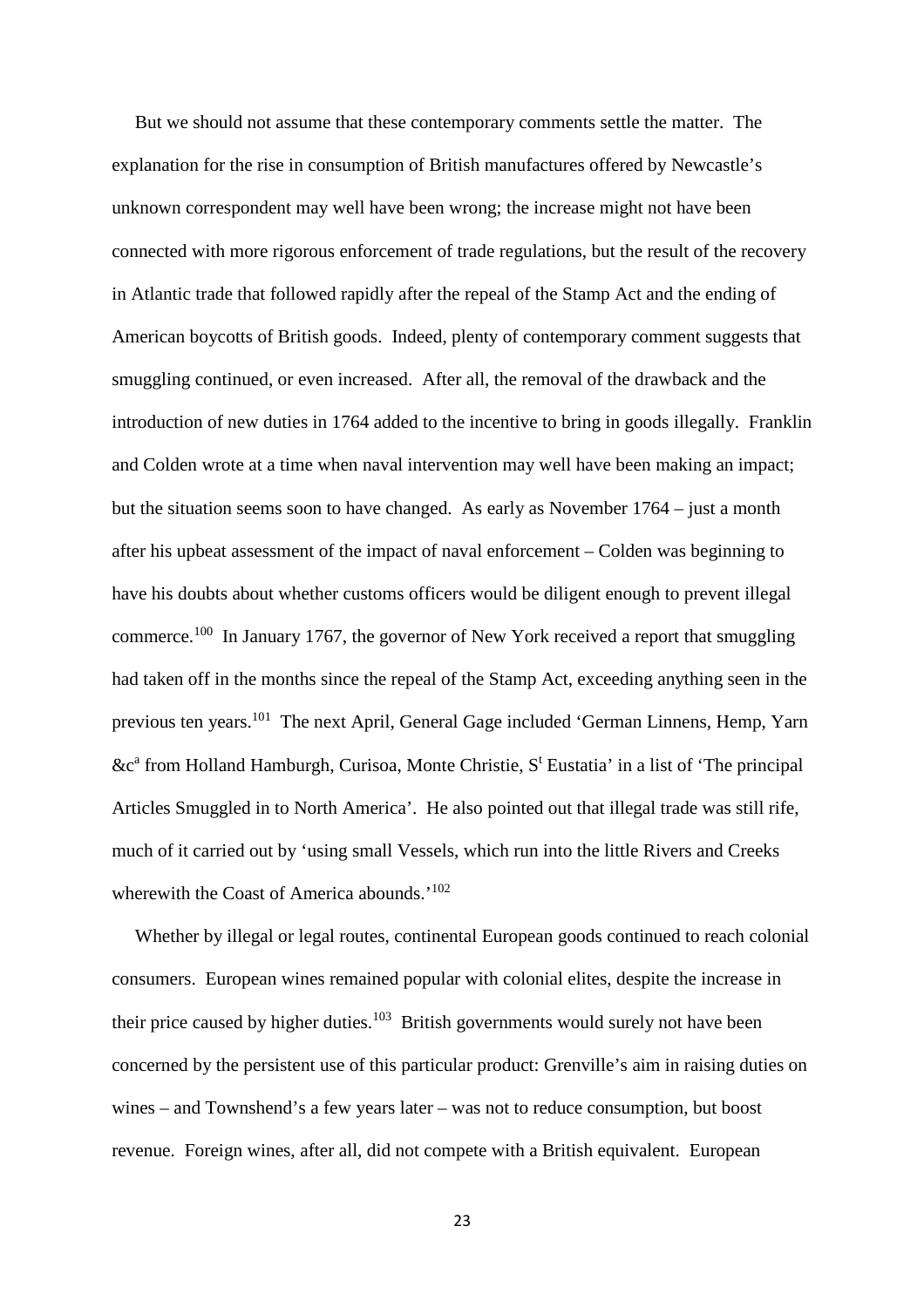But we should not assume that these contemporary comments settle the matter. The explanation for the rise in consumption of British manufactures offered by Newcastle's unknown correspondent may well have been wrong; the increase might not have been connected with more rigorous enforcement of trade regulations, but the result of the recovery in Atlantic trade that followed rapidly after the repeal of the Stamp Act and the ending of American boycotts of British goods. Indeed, plenty of contemporary comment suggests that smuggling continued, or even increased. After all, the removal of the drawback and the introduction of new duties in 1764 added to the incentive to bring in goods illegally. Franklin and Colden wrote at a time when naval intervention may well have been making an impact; but the situation seems soon to have changed. As early as November 1764 – just a month after his upbeat assessment of the impact of naval enforcement – Colden was beginning to have his doubts about whether customs officers would be diligent enough to prevent illegal commerce.[100] In January 1767, the governor of New York received a report that smuggling had taken off in the months since the repeal of the Stamp Act, exceeding anything seen in the previous ten years.[101] The next April, General Gage included 'German Linnens, Hemp, Yarn &c[a] from Holland Hamburgh, Curisoa, Monte Christie, S[t] Eustatia' in a list of 'The principal Articles Smuggled in to North America'. He also pointed out that illegal trade was still rife, much of it carried out by 'using small Vessels, which run into the little Rivers and Creeks wherewith the Coast of America abounds.'[102]

Whether by illegal or legal routes, continental European goods continued to reach colonial consumers. European wines remained popular with colonial elites, despite the increase in their price caused by higher duties.[103] British governments would surely not have been concerned by the persistent use of this particular product: Grenville's aim in raising duties on wines – and Townshend's a few years later – was not to reduce consumption, but boost revenue. Foreign wines, after all, did not compete with a British equivalent. European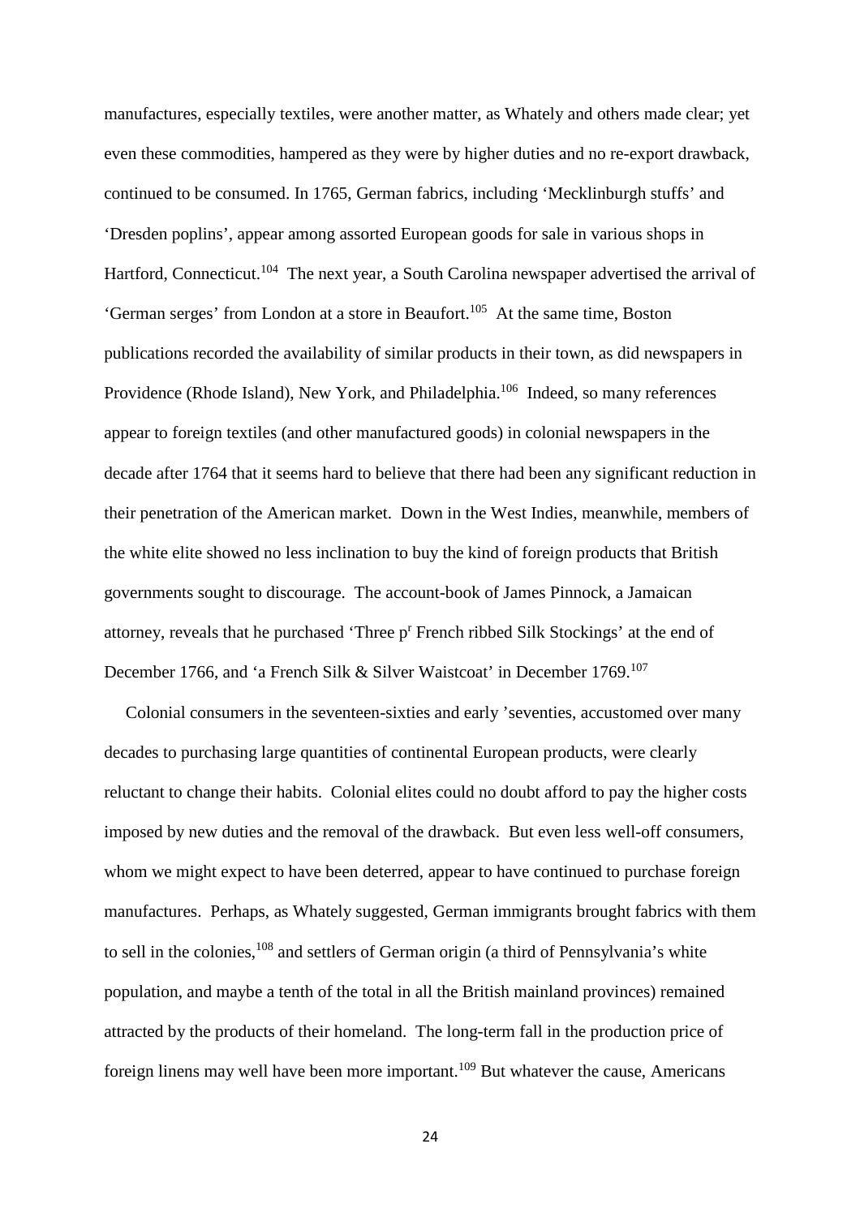manufactures, especially textiles, were another matter, as Whately and others made clear; yet even these commodities, hampered as they were by higher duties and no re-export drawback, continued to be consumed. In 1765, German fabrics, including 'Mecklinburgh stuffs' and 'Dresden poplins', appear among assorted European goods for sale in various shops in Hartford, Connecticut.[104] The next year, a South Carolina newspaper advertised the arrival of 'German serges' from London at a store in Beaufort.[105] At the same time, Boston publications recorded the availability of similar products in their town, as did newspapers in Providence (Rhode Island), New York, and Philadelphia.[106] Indeed, so many references appear to foreign textiles (and other manufactured goods) in colonial newspapers in the decade after 1764 that it seems hard to believe that there had been any significant reduction in their penetration of the American market. Down in the West Indies, meanwhile, members of the white elite showed no less inclination to buy the kind of foreign products that British governments sought to discourage. The account-book of James Pinnock, a Jamaican attorney, reveals that he purchased 'Three p^r French ribbed Silk Stockings' at the end of December 1766, and 'a French Silk & Silver Waistcoat' in December 1769.[107]

Colonial consumers in the seventeen-sixties and early 'seventies, accustomed over many decades to purchasing large quantities of continental European products, were clearly reluctant to change their habits. Colonial elites could no doubt afford to pay the higher costs imposed by new duties and the removal of the drawback. But even less well-off consumers, whom we might expect to have been deterred, appear to have continued to purchase foreign manufactures. Perhaps, as Whately suggested, German immigrants brought fabrics with them to sell in the colonies,[108] and settlers of German origin (a third of Pennsylvania's white population, and maybe a tenth of the total in all the British mainland provinces) remained attracted by the products of their homeland. The long-term fall in the production price of foreign linens may well have been more important.[109] But whatever the cause, Americans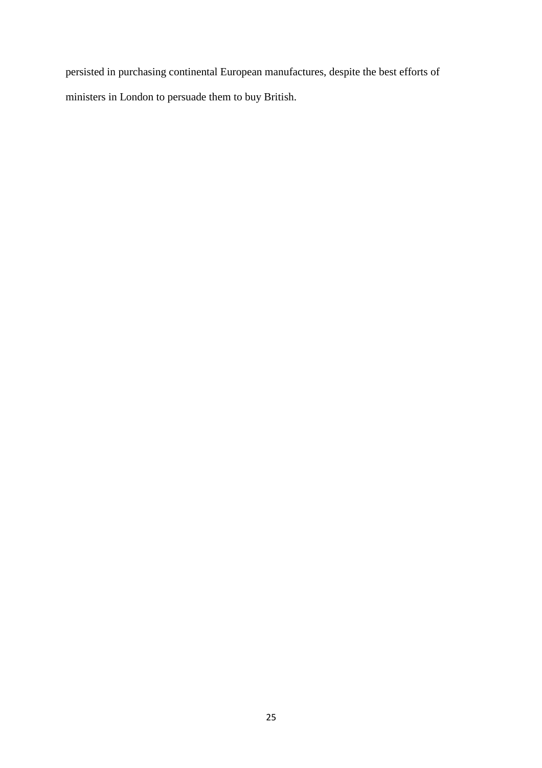persisted in purchasing continental European manufactures, despite the best efforts of ministers in London to persuade them to buy British.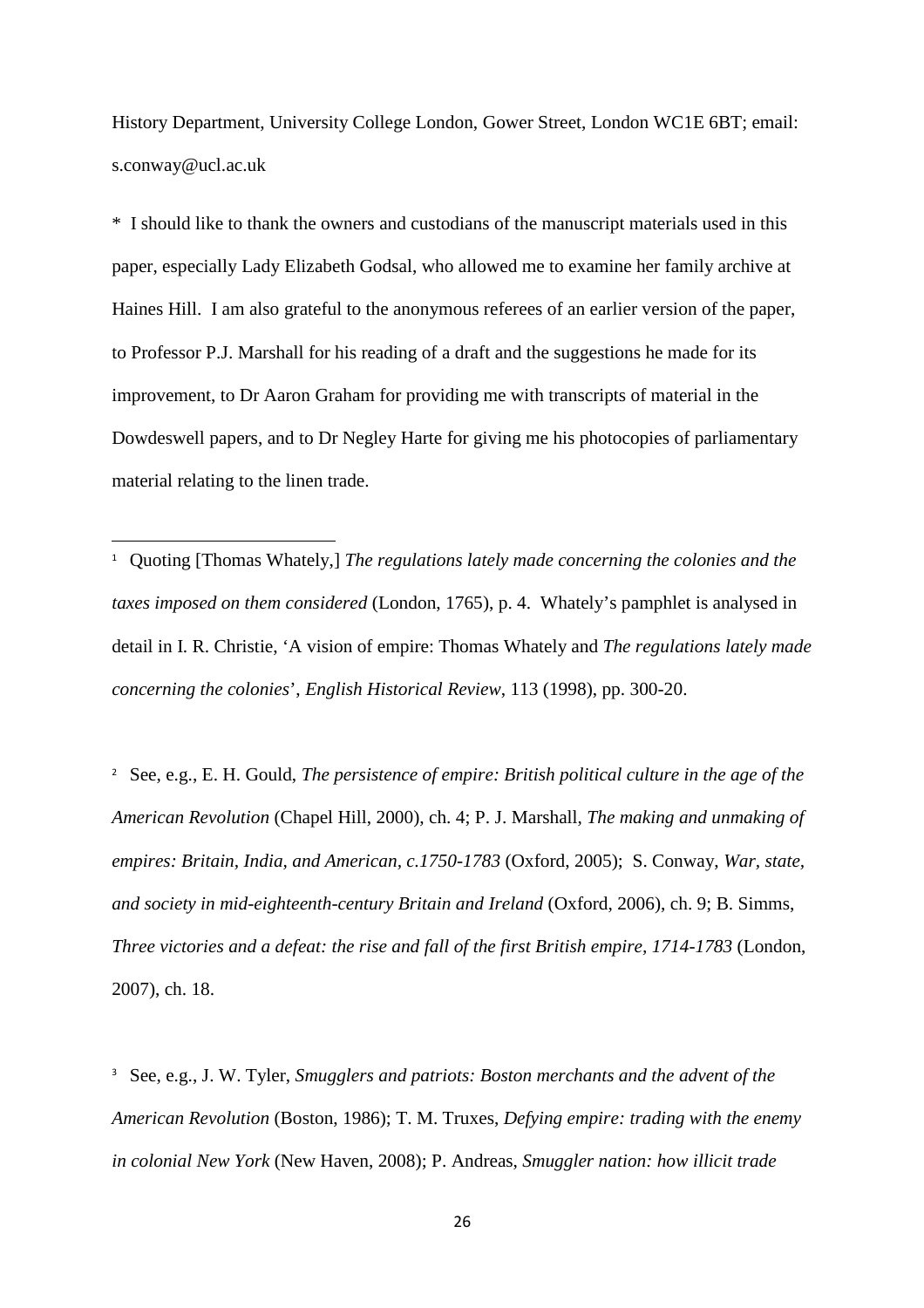History Department, University College London, Gower Street, London WC1E 6BT; email: s.conway@ucl.ac.uk

* I should like to thank the owners and custodians of the manuscript materials used in this paper, especially Lady Elizabeth Godsal, who allowed me to examine her family archive at Haines Hill. I am also grateful to the anonymous referees of an earlier version of the paper, to Professor P.J. Marshall for his reading of a draft and the suggestions he made for its improvement, to Dr Aaron Graham for providing me with transcripts of material in the Dowdeswell papers, and to Dr Negley Harte for giving me his photocopies of parliamentary material relating to the linen trade.

---

[1] Quoting [Thomas Whately,] *The regulations lately made concerning the colonies and the taxes imposed on them considered* (London, 1765), p. 4. Whately's pamphlet is analysed in detail in I. R. Christie, 'A vision of empire: Thomas Whately and *The regulations lately made concerning the colonies*', *English Historical Review*, 113 (1998), pp. 300-20.

[2] See, e.g., E. H. Gould, *The persistence of empire: British political culture in the age of the American Revolution* (Chapel Hill, 2000), ch. 4; P. J. Marshall, *The making and unmaking of empires: Britain, India, and American, c.1750-1783* (Oxford, 2005); S. Conway, *War, state, and society in mid-eighteenth-century Britain and Ireland* (Oxford, 2006), ch. 9; B. Simms, *Three victories and a defeat: the rise and fall of the first British empire, 1714-1783* (London, 2007), ch. 18.

[3] See, e.g., J. W. Tyler, *Smugglers and patriots: Boston merchants and the advent of the American Revolution* (Boston, 1986); T. M. Truxes, *Defying empire: trading with the enemy in colonial New York* (New Haven, 2008); P. Andreas, *Smuggler nation: how illicit trade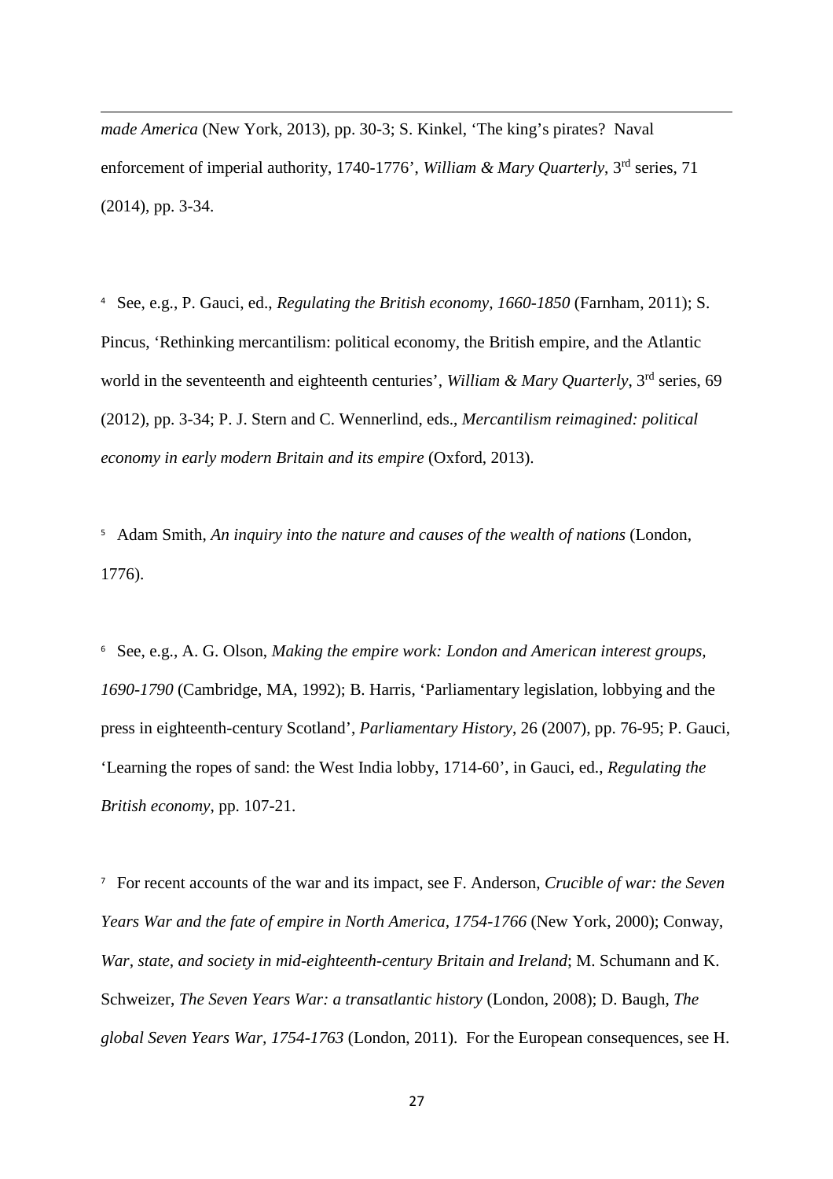*made America* (New York, 2013), pp. 30-3; S. Kinkel, 'The king's pirates? Naval enforcement of imperial authority, 1740-1776', *William & Mary Quarterly*, 3rd series, 71 (2014), pp. 3-34.

[4] See, e.g., P. Gauci, ed., *Regulating the British economy, 1660-1850* (Farnham, 2011); S. Pincus, 'Rethinking mercantilism: political economy, the British empire, and the Atlantic world in the seventeenth and eighteenth centuries', *William & Mary Quarterly*, 3rd series, 69 (2012), pp. 3-34; P. J. Stern and C. Wennerlind, eds., *Mercantilism reimagined: political economy in early modern Britain and its empire* (Oxford, 2013).

[5] Adam Smith, *An inquiry into the nature and causes of the wealth of nations* (London, 1776).

[6] See, e.g., A. G. Olson, *Making the empire work: London and American interest groups, 1690-1790* (Cambridge, MA, 1992); B. Harris, 'Parliamentary legislation, lobbying and the press in eighteenth-century Scotland', *Parliamentary History*, 26 (2007), pp. 76-95; P. Gauci, 'Learning the ropes of sand: the West India lobby, 1714-60', in Gauci, ed., *Regulating the British economy*, pp. 107-21.

[7] For recent accounts of the war and its impact, see F. Anderson, *Crucible of war: the Seven Years War and the fate of empire in North America, 1754-1766* (New York, 2000); Conway, *War, state, and society in mid-eighteenth-century Britain and Ireland*; M. Schumann and K. Schweizer, *The Seven Years War: a transatlantic history* (London, 2008); D. Baugh, *The global Seven Years War, 1754-1763* (London, 2011). For the European consequences, see H.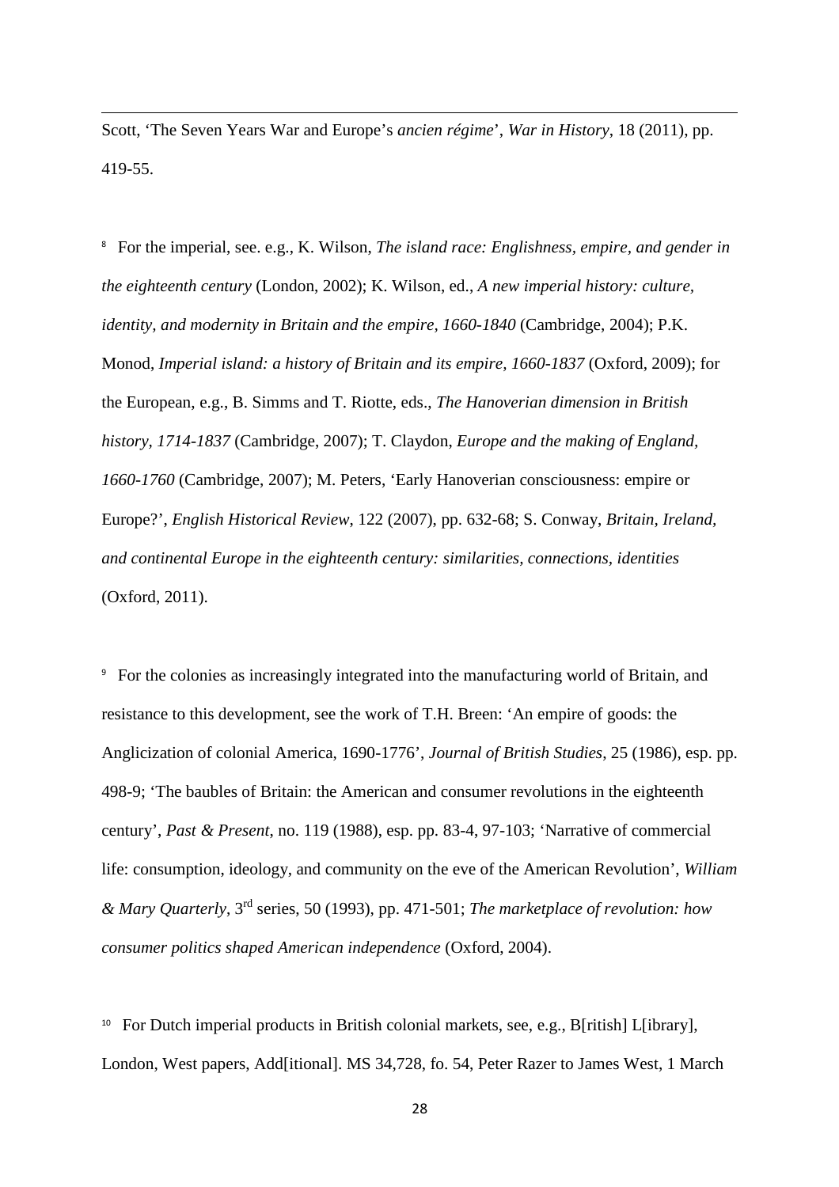Scott, 'The Seven Years War and Europe's *ancien régime*', *War in History*, 18 (2011), pp. 419-55.

[8] For the imperial, see. e.g., K. Wilson, *The island race: Englishness, empire, and gender in the eighteenth century* (London, 2002); K. Wilson, ed., *A new imperial history: culture, identity, and modernity in Britain and the empire, 1660-1840* (Cambridge, 2004); P.K. Monod, *Imperial island: a history of Britain and its empire, 1660-1837* (Oxford, 2009); for the European, e.g., B. Simms and T. Riotte, eds., *The Hanoverian dimension in British history, 1714-1837* (Cambridge, 2007); T. Claydon, *Europe and the making of England, 1660-1760* (Cambridge, 2007); M. Peters, 'Early Hanoverian consciousness: empire or Europe?', *English Historical Review*, 122 (2007), pp. 632-68; S. Conway, *Britain, Ireland, and continental Europe in the eighteenth century: similarities, connections, identities* (Oxford, 2011).

[9] For the colonies as increasingly integrated into the manufacturing world of Britain, and resistance to this development, see the work of T.H. Breen: 'An empire of goods: the Anglicization of colonial America, 1690-1776', *Journal of British Studies*, 25 (1986), esp. pp. 498-9; 'The baubles of Britain: the American and consumer revolutions in the eighteenth century', *Past & Present*, no. 119 (1988), esp. pp. 83-4, 97-103; 'Narrative of commercial life: consumption, ideology, and community on the eve of the American Revolution', *William & Mary Quarterly*, 3rd series, 50 (1993), pp. 471-501; *The marketplace of revolution: how consumer politics shaped American independence* (Oxford, 2004).

[10] For Dutch imperial products in British colonial markets, see, e.g., B[ritish] L[ibrary], London, West papers, Add[itional]. MS 34,728, fo. 54, Peter Razer to James West, 1 March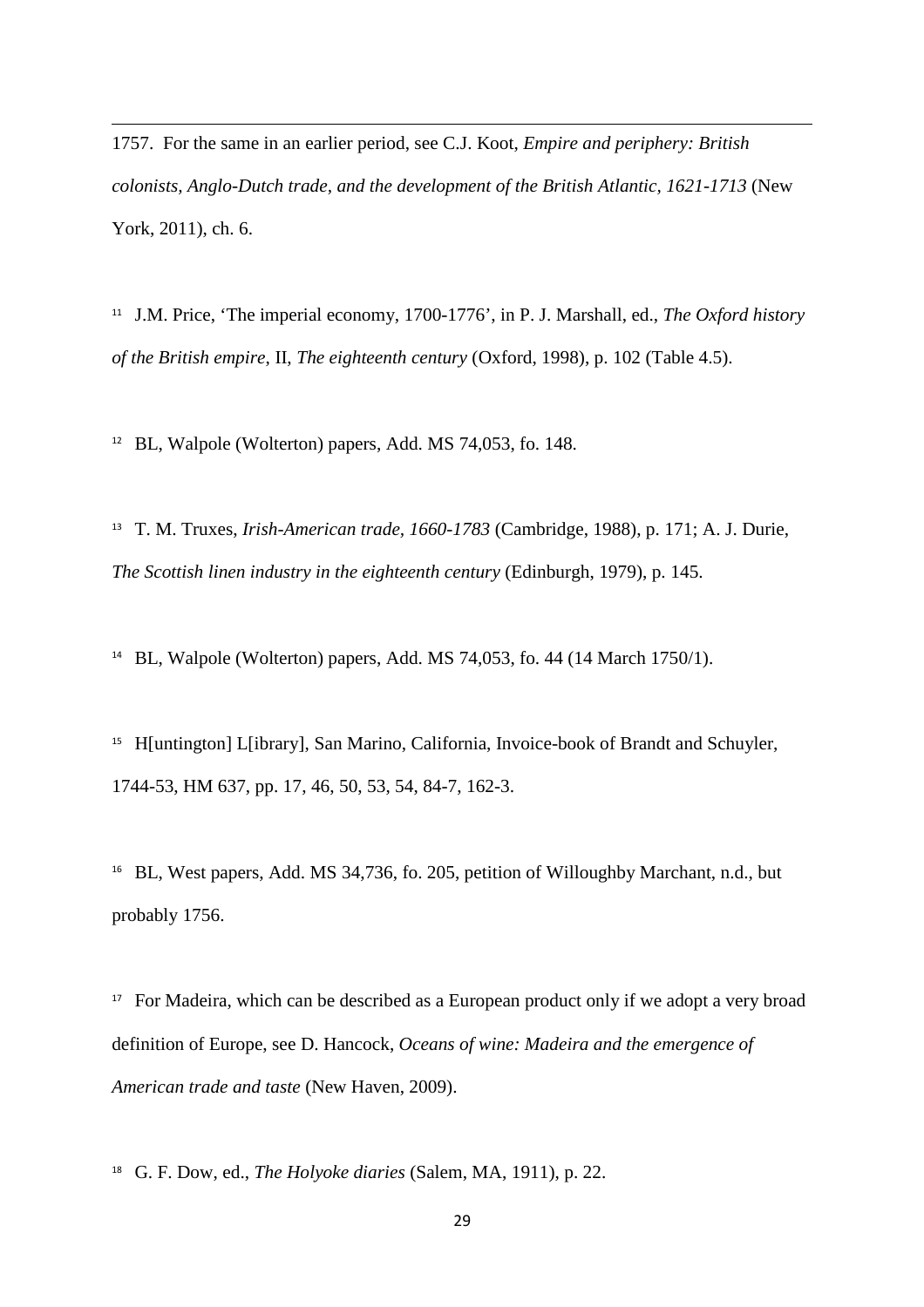1757. For the same in an earlier period, see C.J. Koot, *Empire and periphery: British colonists, Anglo-Dutch trade, and the development of the British Atlantic, 1621-1713* (New York, 2011), ch. 6.

[11] J.M. Price, 'The imperial economy, 1700-1776', in P. J. Marshall, ed., *The Oxford history of the British empire*, II, *The eighteenth century* (Oxford, 1998), p. 102 (Table 4.5).

[12] BL, Walpole (Wolterton) papers, Add. MS 74,053, fo. 148.

[13] T. M. Truxes, *Irish-American trade, 1660-1783* (Cambridge, 1988), p. 171; A. J. Durie, *The Scottish linen industry in the eighteenth century* (Edinburgh, 1979), p. 145.

[14] BL, Walpole (Wolterton) papers, Add. MS 74,053, fo. 44 (14 March 1750/1).

[15] H[untington] L[ibrary], San Marino, California, Invoice-book of Brandt and Schuyler, 1744-53, HM 637, pp. 17, 46, 50, 53, 54, 84-7, 162-3.

[16] BL, West papers, Add. MS 34,736, fo. 205, petition of Willoughby Marchant, n.d., but probably 1756.

[17] For Madeira, which can be described as a European product only if we adopt a very broad definition of Europe, see D. Hancock, *Oceans of wine: Madeira and the emergence of American trade and taste* (New Haven, 2009).

[18] G. F. Dow, ed., *The Holyoke diaries* (Salem, MA, 1911), p. 22.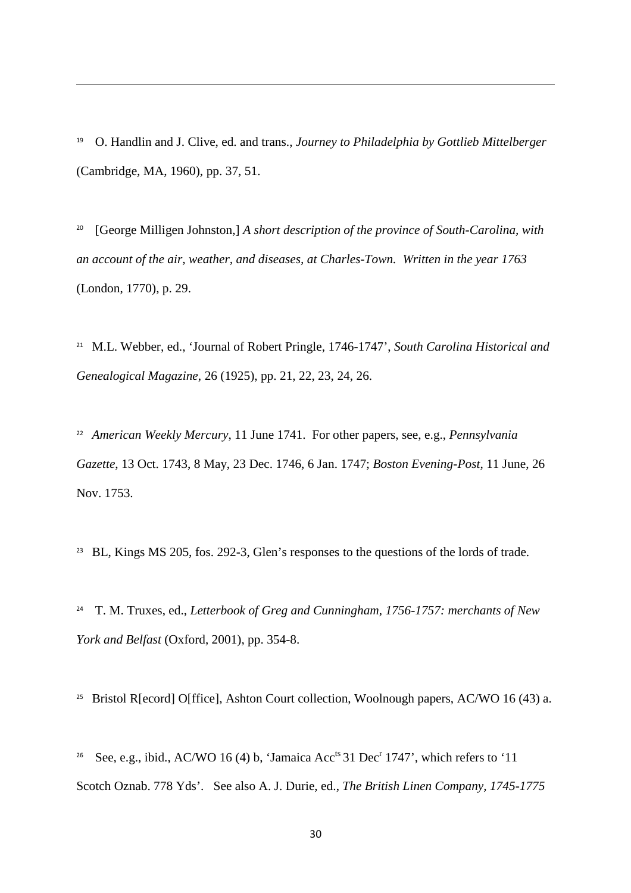---

[19] O. Handlin and J. Clive, ed. and trans., *Journey to Philadelphia by Gottlieb Mittelberger* (Cambridge, MA, 1960), pp. 37, 51.

[20] [George Milligen Johnston,] *A short description of the province of South-Carolina, with an account of the air, weather, and diseases, at Charles-Town. Written in the year 1763* (London, 1770), p. 29.

[21] M.L. Webber, ed., 'Journal of Robert Pringle, 1746-1747', *South Carolina Historical and Genealogical Magazine*, 26 (1925), pp. 21, 22, 23, 24, 26.

[22] *American Weekly Mercury*, 11 June 1741. For other papers, see, e.g., *Pennsylvania Gazette*, 13 Oct. 1743, 8 May, 23 Dec. 1746, 6 Jan. 1747; *Boston Evening-Post*, 11 June, 26 Nov. 1753.

[23] BL, Kings MS 205, fos. 292-3, Glen's responses to the questions of the lords of trade.

[24] T. M. Truxes, ed., *Letterbook of Greg and Cunningham, 1756-1757: merchants of New York and Belfast* (Oxford, 2001), pp. 354-8.

[25] Bristol R[ecord] O[ffice], Ashton Court collection, Woolnough papers, AC/WO 16 (43) a.

[26] See, e.g., ibid., AC/WO 16 (4) b, 'Jamaica Acc[ts] 31 Dec[r] 1747', which refers to '11 Scotch Oznab. 778 Yds'. See also A. J. Durie, ed., *The British Linen Company, 1745-1775*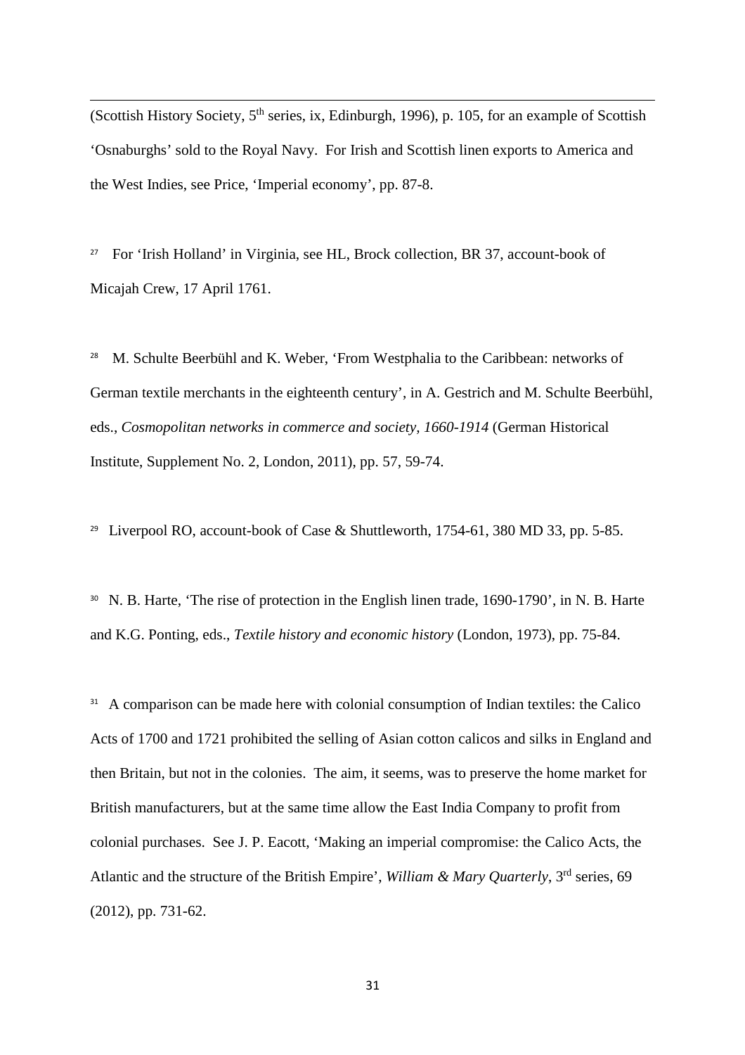(Scottish History Society, 5th series, ix, Edinburgh, 1996), p. 105, for an example of Scottish 'Osnaburghs' sold to the Royal Navy. For Irish and Scottish linen exports to America and the West Indies, see Price, 'Imperial economy', pp. 87-8.

[27] For 'Irish Holland' in Virginia, see HL, Brock collection, BR 37, account-book of Micajah Crew, 17 April 1761.

[28] M. Schulte Beerbühl and K. Weber, 'From Westphalia to the Caribbean: networks of German textile merchants in the eighteenth century', in A. Gestrich and M. Schulte Beerbühl, eds., *Cosmopolitan networks in commerce and society, 1660-1914* (German Historical Institute, Supplement No. 2, London, 2011), pp. 57, 59-74.

[29] Liverpool RO, account-book of Case & Shuttleworth, 1754-61, 380 MD 33, pp. 5-85.

[30] N. B. Harte, 'The rise of protection in the English linen trade, 1690-1790', in N. B. Harte and K.G. Ponting, eds., *Textile history and economic history* (London, 1973), pp. 75-84.

[31] A comparison can be made here with colonial consumption of Indian textiles: the Calico Acts of 1700 and 1721 prohibited the selling of Asian cotton calicos and silks in England and then Britain, but not in the colonies. The aim, it seems, was to preserve the home market for British manufacturers, but at the same time allow the East India Company to profit from colonial purchases. See J. P. Eacott, 'Making an imperial compromise: the Calico Acts, the Atlantic and the structure of the British Empire', *William & Mary Quarterly*, 3rd series, 69 (2012), pp. 731-62.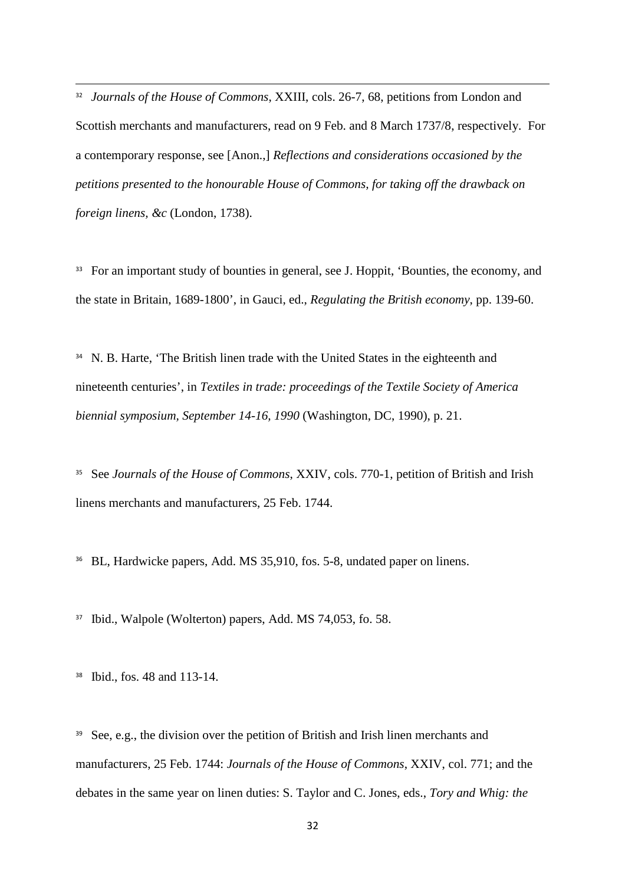[32] *Journals of the House of Commons*, XXIII, cols. 26-7, 68, petitions from London and Scottish merchants and manufacturers, read on 9 Feb. and 8 March 1737/8, respectively. For a contemporary response, see [Anon.,] *Reflections and considerations occasioned by the petitions presented to the honourable House of Commons, for taking off the drawback on foreign linens, &c* (London, 1738).

[33] For an important study of bounties in general, see J. Hoppit, 'Bounties, the economy, and the state in Britain, 1689-1800', in Gauci, ed., *Regulating the British economy*, pp. 139-60.

[34] N. B. Harte, 'The British linen trade with the United States in the eighteenth and nineteenth centuries', in *Textiles in trade: proceedings of the Textile Society of America biennial symposium, September 14-16, 1990* (Washington, DC, 1990), p. 21.

[35] See *Journals of the House of Commons*, XXIV, cols. 770-1, petition of British and Irish linens merchants and manufacturers, 25 Feb. 1744.

[36] BL, Hardwicke papers, Add. MS 35,910, fos. 5-8, undated paper on linens.

[37] Ibid., Walpole (Wolterton) papers, Add. MS 74,053, fo. 58.

[38] Ibid., fos. 48 and 113-14.

[39] See, e.g., the division over the petition of British and Irish linen merchants and manufacturers, 25 Feb. 1744: *Journals of the House of Commons*, XXIV, col. 771; and the debates in the same year on linen duties: S. Taylor and C. Jones, eds., *Tory and Whig: the*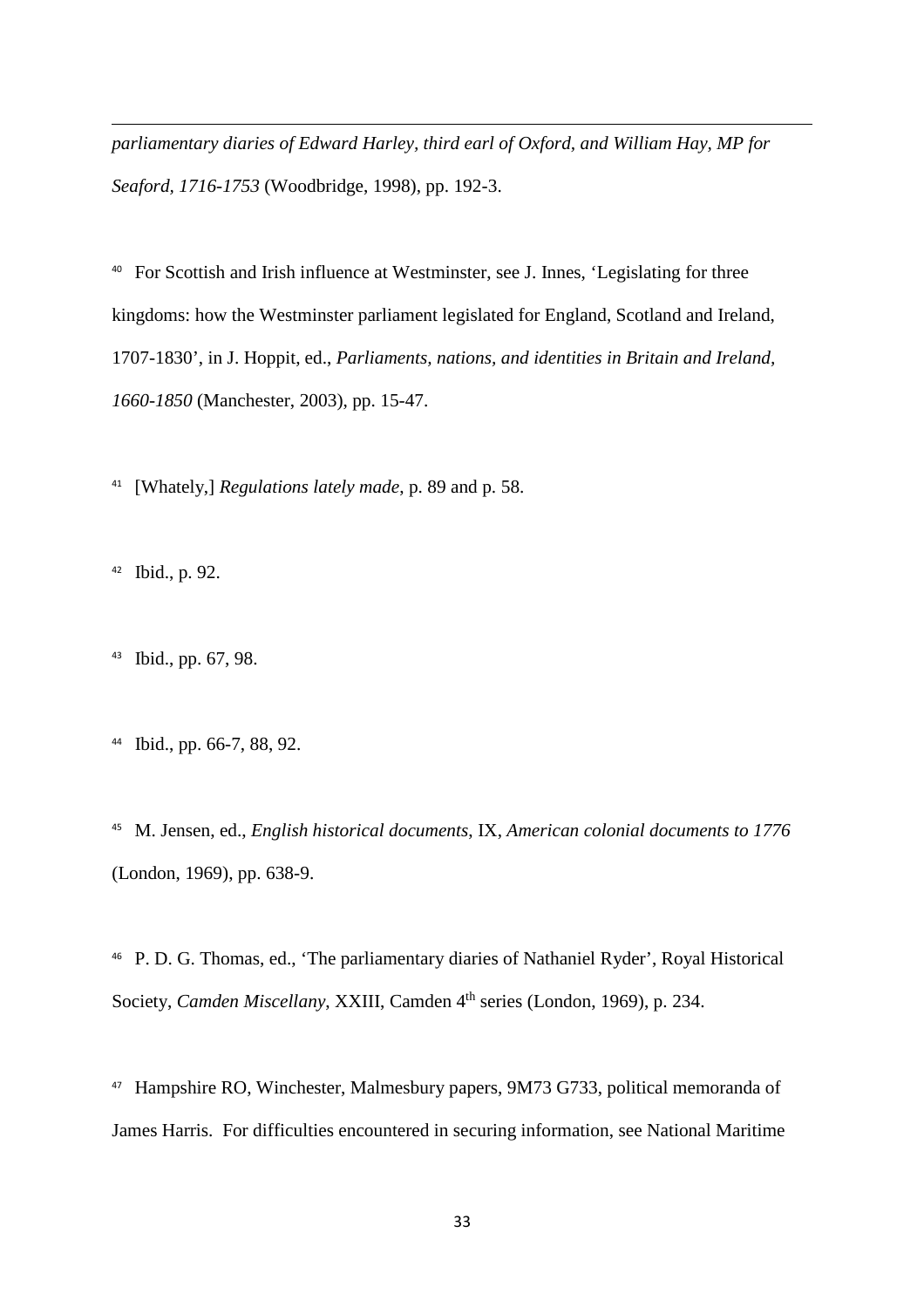*parliamentary diaries of Edward Harley, third earl of Oxford, and William Hay, MP for Seaford, 1716-1753* (Woodbridge, 1998), pp. 192-3.

[40] For Scottish and Irish influence at Westminster, see J. Innes, 'Legislating for three kingdoms: how the Westminster parliament legislated for England, Scotland and Ireland, 1707-1830', in J. Hoppit, ed., *Parliaments, nations, and identities in Britain and Ireland, 1660-1850* (Manchester, 2003), pp. 15-47.

[41] [Whately,] *Regulations lately made*, p. 89 and p. 58.

[42] Ibid., p. 92.

[43] Ibid., pp. 67, 98.

[44] Ibid., pp. 66-7, 88, 92.

[45] M. Jensen, ed., *English historical documents*, IX, *American colonial documents to 1776* (London, 1969), pp. 638-9.

[46] P. D. G. Thomas, ed., 'The parliamentary diaries of Nathaniel Ryder', Royal Historical Society, *Camden Miscellany*, XXIII, Camden 4th series (London, 1969), p. 234.

[47] Hampshire RO, Winchester, Malmesbury papers, 9M73 G733, political memoranda of James Harris. For difficulties encountered in securing information, see National Maritime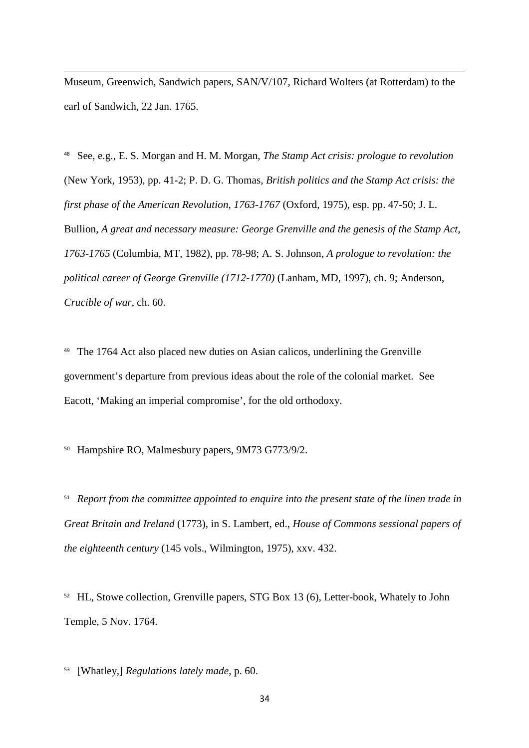Museum, Greenwich, Sandwich papers, SAN/V/107, Richard Wolters (at Rotterdam) to the earl of Sandwich, 22 Jan. 1765.

[48] See, e.g., E. S. Morgan and H. M. Morgan, *The Stamp Act crisis: prologue to revolution* (New York, 1953), pp. 41-2; P. D. G. Thomas, *British politics and the Stamp Act crisis: the first phase of the American Revolution, 1763-1767* (Oxford, 1975), esp. pp. 47-50; J. L. Bullion, *A great and necessary measure: George Grenville and the genesis of the Stamp Act, 1763-1765* (Columbia, MT, 1982), pp. 78-98; A. S. Johnson, *A prologue to revolution: the political career of George Grenville (1712-1770)* (Lanham, MD, 1997), ch. 9; Anderson, *Crucible of war*, ch. 60.

[49] The 1764 Act also placed new duties on Asian calicos, underlining the Grenville government's departure from previous ideas about the role of the colonial market. See Eacott, 'Making an imperial compromise', for the old orthodoxy.

[50] Hampshire RO, Malmesbury papers, 9M73 G773/9/2.

[51] *Report from the committee appointed to enquire into the present state of the linen trade in Great Britain and Ireland* (1773), in S. Lambert, ed., *House of Commons sessional papers of the eighteenth century* (145 vols., Wilmington, 1975), xxv. 432.

[52] HL, Stowe collection, Grenville papers, STG Box 13 (6), Letter-book, Whately to John Temple, 5 Nov. 1764.

[53] [Whatley,] *Regulations lately made*, p. 60.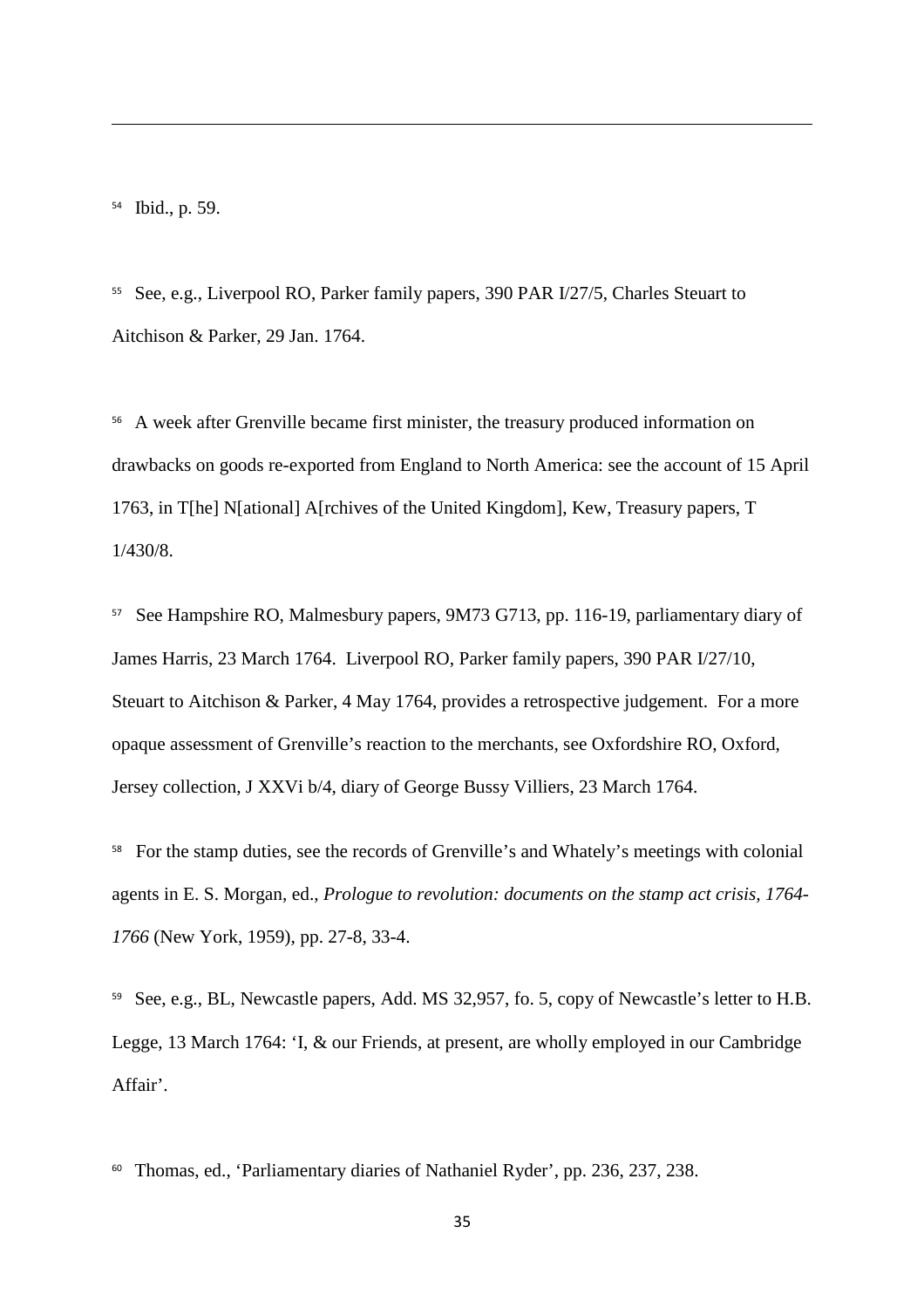[54] Ibid., p. 59.

[55] See, e.g., Liverpool RO, Parker family papers, 390 PAR I/27/5, Charles Steuart to Aitchison & Parker, 29 Jan. 1764.

[56] A week after Grenville became first minister, the treasury produced information on drawbacks on goods re-exported from England to North America: see the account of 15 April 1763, in T[he] N[ational] A[rchives of the United Kingdom], Kew, Treasury papers, T 1/430/8.

[57] See Hampshire RO, Malmesbury papers, 9M73 G713, pp. 116-19, parliamentary diary of James Harris, 23 March 1764. Liverpool RO, Parker family papers, 390 PAR I/27/10, Steuart to Aitchison & Parker, 4 May 1764, provides a retrospective judgement. For a more opaque assessment of Grenville's reaction to the merchants, see Oxfordshire RO, Oxford, Jersey collection, J XXVi b/4, diary of George Bussy Villiers, 23 March 1764.

[58] For the stamp duties, see the records of Grenville's and Whately's meetings with colonial agents in E. S. Morgan, ed., *Prologue to revolution: documents on the stamp act crisis, 1764-1766* (New York, 1959), pp. 27-8, 33-4.

[59] See, e.g., BL, Newcastle papers, Add. MS 32,957, fo. 5, copy of Newcastle's letter to H.B. Legge, 13 March 1764: 'I, & our Friends, at present, are wholly employed in our Cambridge Affair'.

[60] Thomas, ed., 'Parliamentary diaries of Nathaniel Ryder', pp. 236, 237, 238.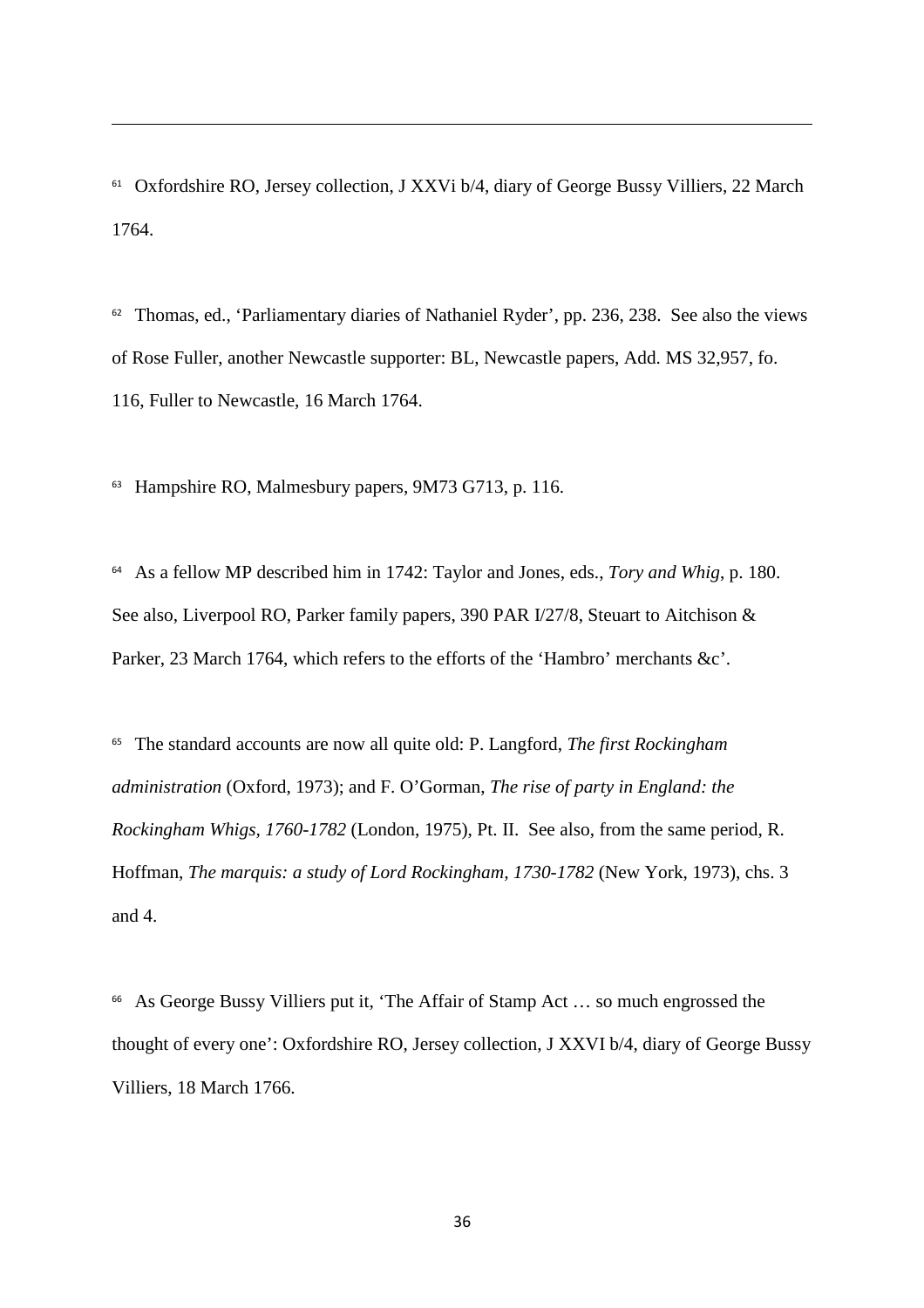[61] Oxfordshire RO, Jersey collection, J XXVi b/4, diary of George Bussy Villiers, 22 March 1764.

[62] Thomas, ed., 'Parliamentary diaries of Nathaniel Ryder', pp. 236, 238. See also the views of Rose Fuller, another Newcastle supporter: BL, Newcastle papers, Add. MS 32,957, fo. 116, Fuller to Newcastle, 16 March 1764.

[63] Hampshire RO, Malmesbury papers, 9M73 G713, p. 116.

[64] As a fellow MP described him in 1742: Taylor and Jones, eds., *Tory and Whig*, p. 180. See also, Liverpool RO, Parker family papers, 390 PAR I/27/8, Steuart to Aitchison & Parker, 23 March 1764, which refers to the efforts of the 'Hambro' merchants &c'.

[65] The standard accounts are now all quite old: P. Langford, *The first Rockingham administration* (Oxford, 1973); and F. O'Gorman, *The rise of party in England: the Rockingham Whigs, 1760-1782* (London, 1975), Pt. II. See also, from the same period, R. Hoffman, *The marquis: a study of Lord Rockingham, 1730-1782* (New York, 1973), chs. 3 and 4.

[66] As George Bussy Villiers put it, 'The Affair of Stamp Act … so much engrossed the thought of every one': Oxfordshire RO, Jersey collection, J XXVI b/4, diary of George Bussy Villiers, 18 March 1766.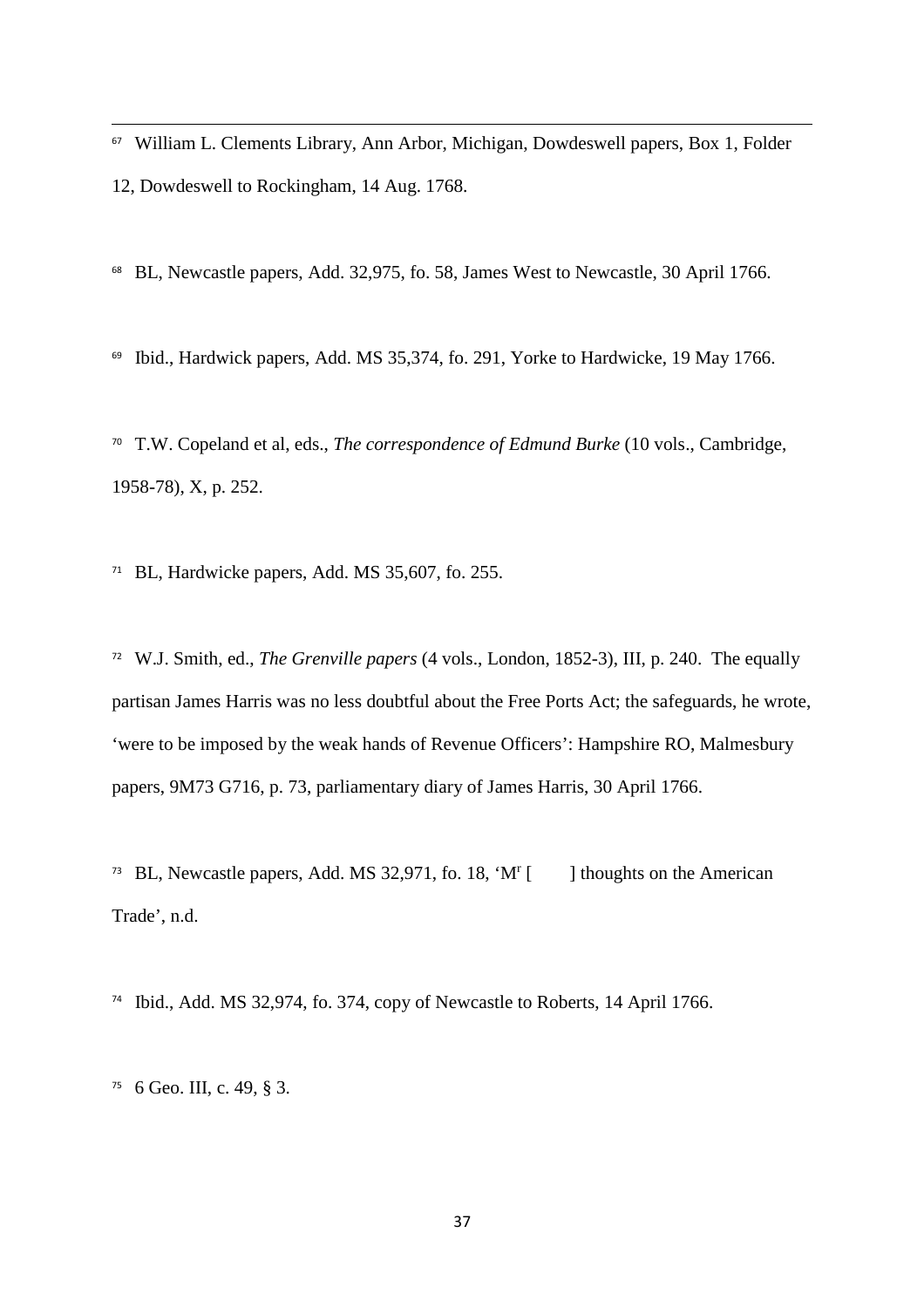[67] William L. Clements Library, Ann Arbor, Michigan, Dowdeswell papers, Box 1, Folder 12, Dowdeswell to Rockingham, 14 Aug. 1768.

[68] BL, Newcastle papers, Add. 32,975, fo. 58, James West to Newcastle, 30 April 1766.

[69] Ibid., Hardwick papers, Add. MS 35,374, fo. 291, Yorke to Hardwicke, 19 May 1766.

[70] T.W. Copeland et al, eds., *The correspondence of Edmund Burke* (10 vols., Cambridge, 1958-78), X, p. 252.

[71] BL, Hardwicke papers, Add. MS 35,607, fo. 255.

[72] W.J. Smith, ed., *The Grenville papers* (4 vols., London, 1852-3), III, p. 240. The equally partisan James Harris was no less doubtful about the Free Ports Act; the safeguards, he wrote, 'were to be imposed by the weak hands of Revenue Officers': Hampshire RO, Malmesbury papers, 9M73 G716, p. 73, parliamentary diary of James Harris, 30 April 1766.

[73] BL, Newcastle papers, Add. MS 32,971, fo. 18, 'M^r [ ] thoughts on the American Trade', n.d.

[74] Ibid., Add. MS 32,974, fo. 374, copy of Newcastle to Roberts, 14 April 1766.

[75] 6 Geo. III, c. 49, § 3.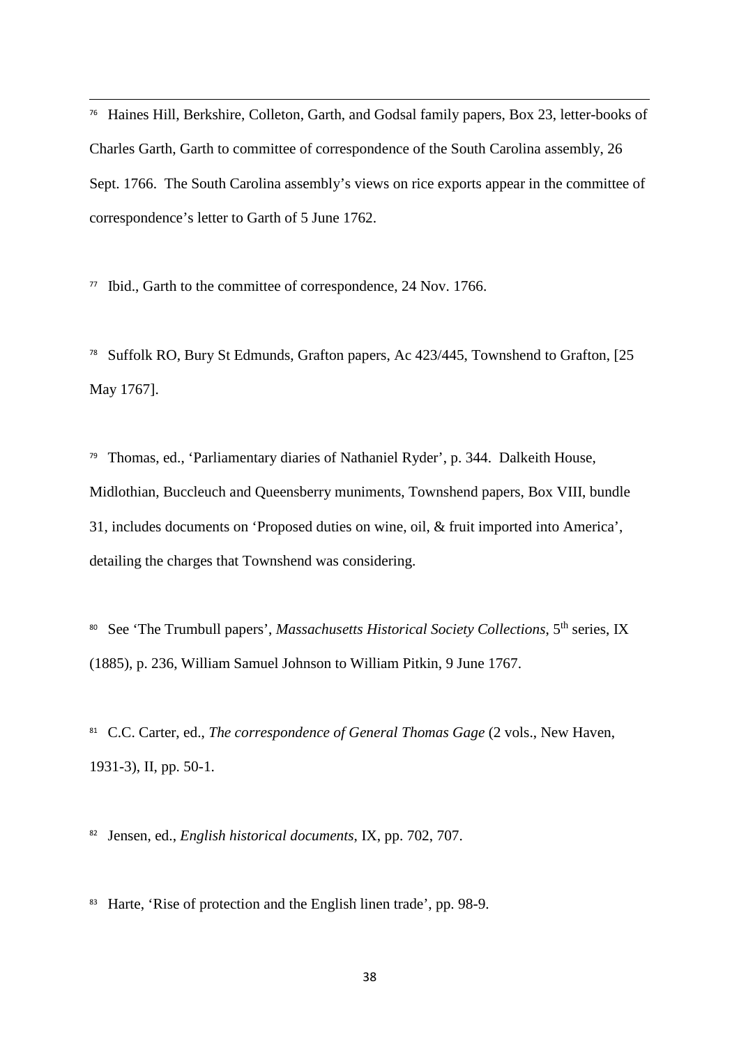[76] Haines Hill, Berkshire, Colleton, Garth, and Godsal family papers, Box 23, letter-books of Charles Garth, Garth to committee of correspondence of the South Carolina assembly, 26 Sept. 1766. The South Carolina assembly's views on rice exports appear in the committee of correspondence's letter to Garth of 5 June 1762.

[77] Ibid., Garth to the committee of correspondence, 24 Nov. 1766.

[78] Suffolk RO, Bury St Edmunds, Grafton papers, Ac 423/445, Townshend to Grafton, [25 May 1767].

[79] Thomas, ed., 'Parliamentary diaries of Nathaniel Ryder', p. 344. Dalkeith House, Midlothian, Buccleuch and Queensberry muniments, Townshend papers, Box VIII, bundle 31, includes documents on 'Proposed duties on wine, oil, & fruit imported into America', detailing the charges that Townshend was considering.

[80] See 'The Trumbull papers', *Massachusetts Historical Society Collections*, 5th series, IX (1885), p. 236, William Samuel Johnson to William Pitkin, 9 June 1767.

[81] C.C. Carter, ed., *The correspondence of General Thomas Gage* (2 vols., New Haven, 1931-3), II, pp. 50-1.

[82] Jensen, ed., *English historical documents*, IX, pp. 702, 707.

[83] Harte, 'Rise of protection and the English linen trade', pp. 98-9.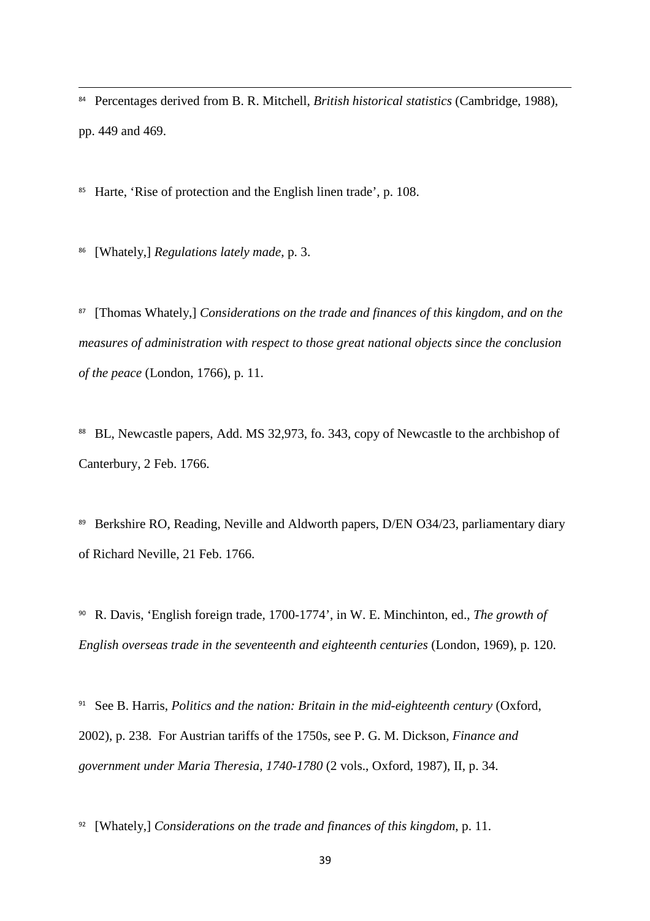[84] Percentages derived from B. R. Mitchell, *British historical statistics* (Cambridge, 1988), pp. 449 and 469.

[85] Harte, 'Rise of protection and the English linen trade', p. 108.

[86] [Whately,] *Regulations lately made*, p. 3.

[87] [Thomas Whately,] *Considerations on the trade and finances of this kingdom, and on the measures of administration with respect to those great national objects since the conclusion of the peace* (London, 1766), p. 11.

[88] BL, Newcastle papers, Add. MS 32,973, fo. 343, copy of Newcastle to the archbishop of Canterbury, 2 Feb. 1766.

[89] Berkshire RO, Reading, Neville and Aldworth papers, D/EN O34/23, parliamentary diary of Richard Neville, 21 Feb. 1766.

[90] R. Davis, 'English foreign trade, 1700-1774', in W. E. Minchinton, ed., *The growth of English overseas trade in the seventeenth and eighteenth centuries* (London, 1969), p. 120.

[91] See B. Harris, *Politics and the nation: Britain in the mid-eighteenth century* (Oxford, 2002), p. 238. For Austrian tariffs of the 1750s, see P. G. M. Dickson, *Finance and government under Maria Theresia, 1740-1780* (2 vols., Oxford, 1987), II, p. 34.

[92] [Whately,] *Considerations on the trade and finances of this kingdom*, p. 11.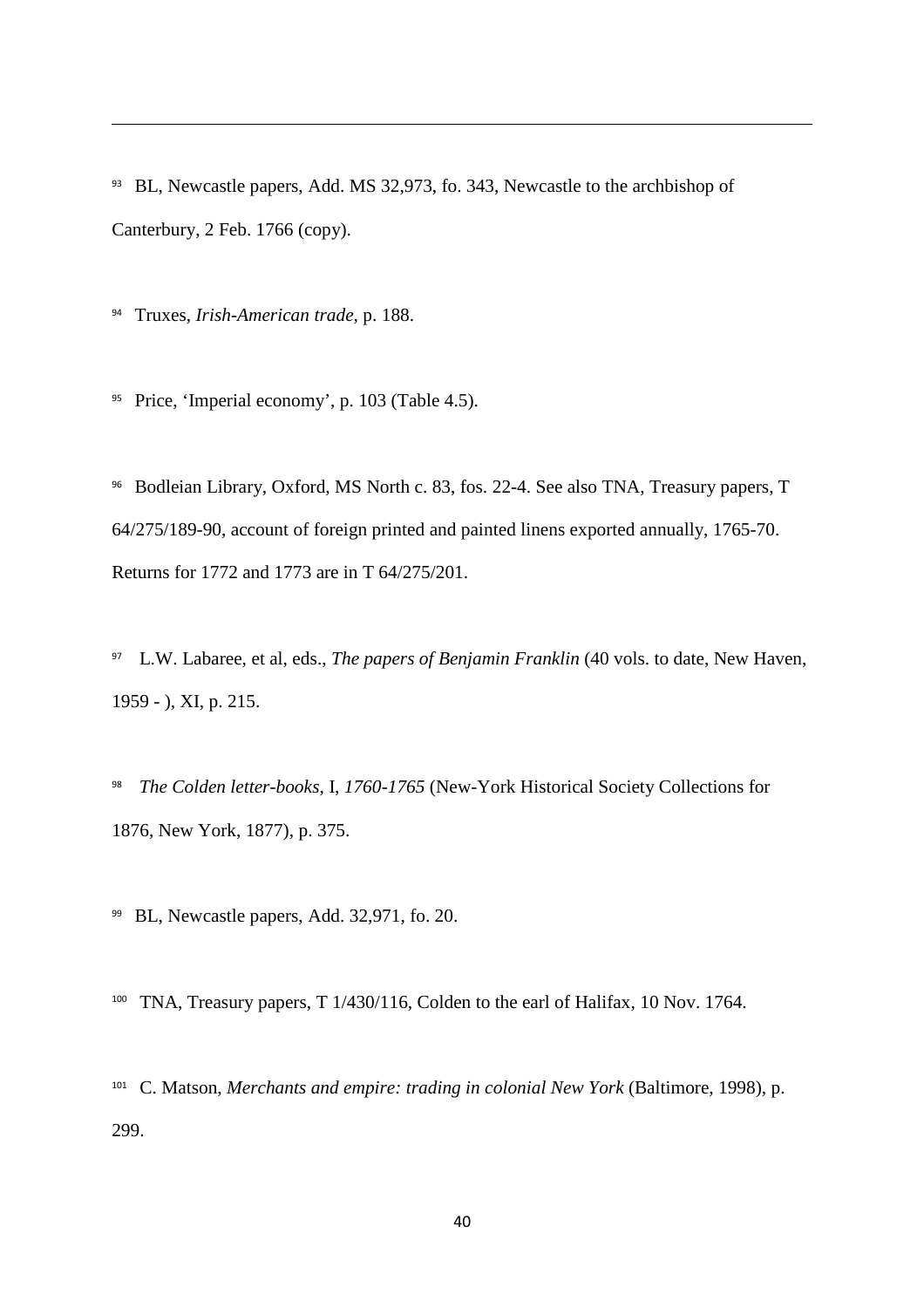[93] BL, Newcastle papers, Add. MS 32,973, fo. 343, Newcastle to the archbishop of Canterbury, 2 Feb. 1766 (copy).

[94] Truxes, *Irish-American trade*, p. 188.

[95] Price, 'Imperial economy', p. 103 (Table 4.5).

[96] Bodleian Library, Oxford, MS North c. 83, fos. 22-4. See also TNA, Treasury papers, T 64/275/189-90, account of foreign printed and painted linens exported annually, 1765-70. Returns for 1772 and 1773 are in T 64/275/201.

[97] L.W. Labaree, et al, eds., *The papers of Benjamin Franklin* (40 vols. to date, New Haven, 1959 - ), XI, p. 215.

[98] *The Colden letter-books*, I, *1760-1765* (New-York Historical Society Collections for 1876, New York, 1877), p. 375.

[99] BL, Newcastle papers, Add. 32,971, fo. 20.

[100] TNA, Treasury papers, T 1/430/116, Colden to the earl of Halifax, 10 Nov. 1764.

[101] C. Matson, *Merchants and empire: trading in colonial New York* (Baltimore, 1998), p. 299.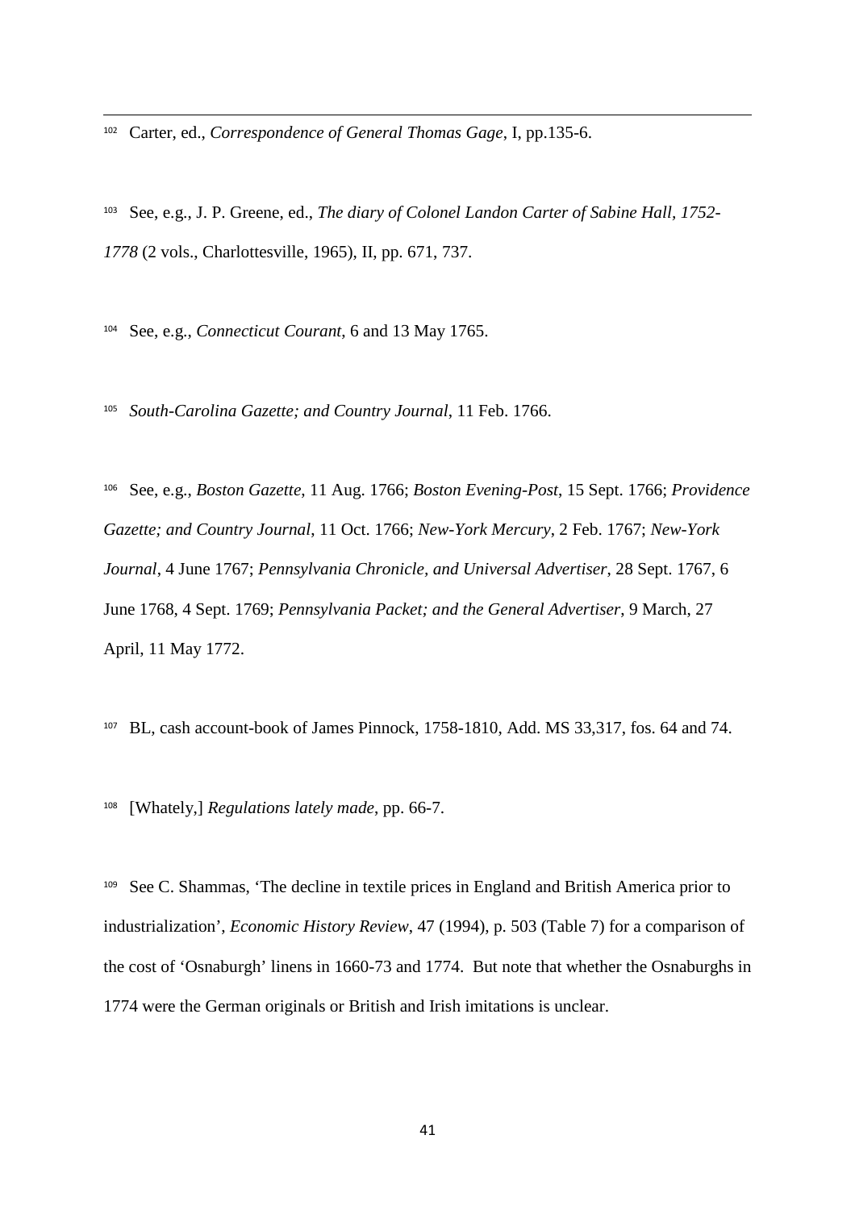[102] Carter, ed., *Correspondence of General Thomas Gage*, I, pp.135-6.

[103] See, e.g., J. P. Greene, ed., *The diary of Colonel Landon Carter of Sabine Hall, 1752-1778* (2 vols., Charlottesville, 1965), II, pp. 671, 737.

[104] See, e.g., *Connecticut Courant*, 6 and 13 May 1765.

[105] *South-Carolina Gazette; and Country Journal*, 11 Feb. 1766.

[106] See, e.g., *Boston Gazette*, 11 Aug. 1766; *Boston Evening-Post*, 15 Sept. 1766; *Providence Gazette; and Country Journal*, 11 Oct. 1766; *New-York Mercury*, 2 Feb. 1767; *New-York Journal*, 4 June 1767; *Pennsylvania Chronicle, and Universal Advertiser*, 28 Sept. 1767, 6 June 1768, 4 Sept. 1769; *Pennsylvania Packet; and the General Advertiser*, 9 March, 27 April, 11 May 1772.

[107] BL, cash account-book of James Pinnock, 1758-1810, Add. MS 33,317, fos. 64 and 74.

[108] [Whately,] *Regulations lately made*, pp. 66-7.

[109] See C. Shammas, 'The decline in textile prices in England and British America prior to industrialization', *Economic History Review*, 47 (1994), p. 503 (Table 7) for a comparison of the cost of 'Osnaburgh' linens in 1660-73 and 1774. But note that whether the Osnaburghs in 1774 were the German originals or British and Irish imitations is unclear.